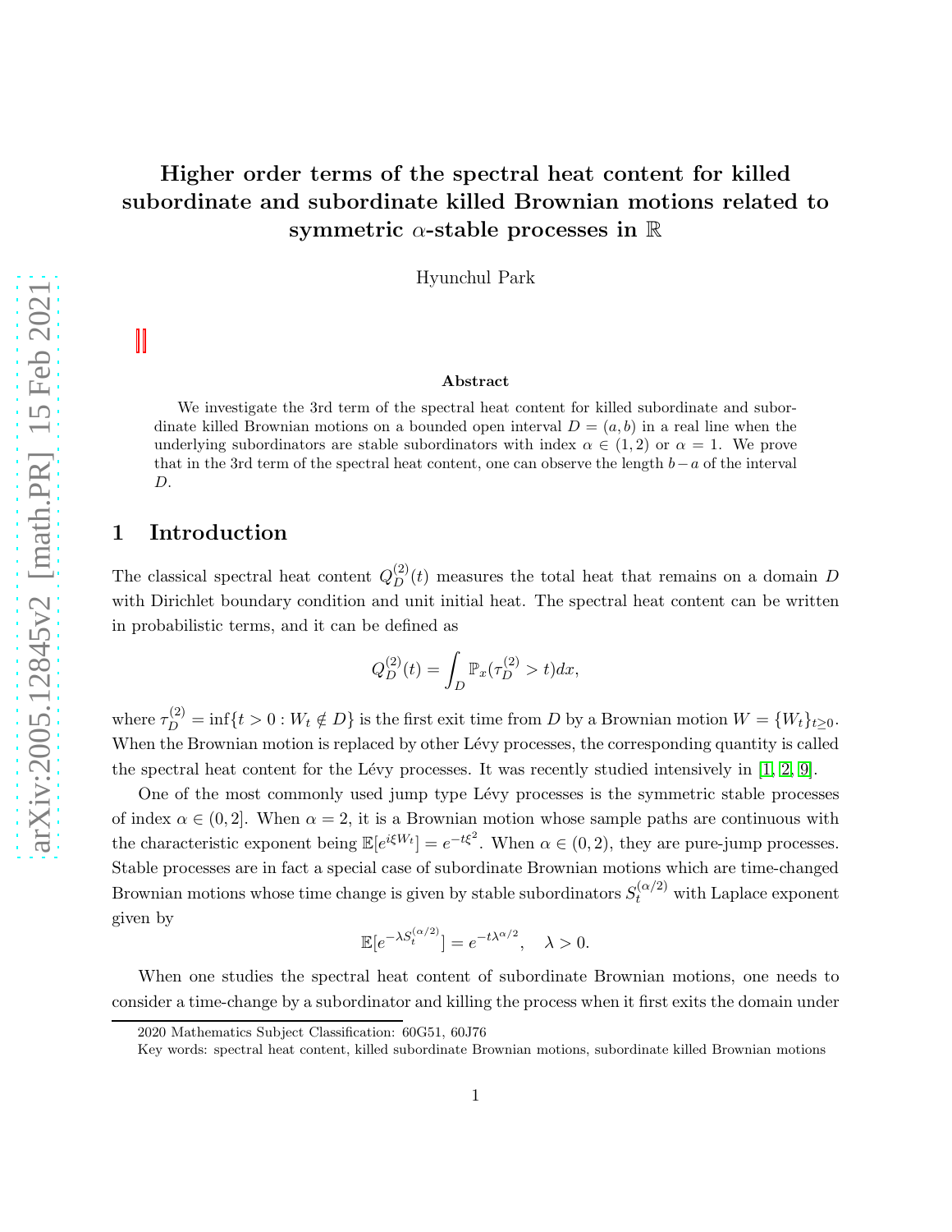# Higher order terms of the spectral heat content for killed subordinate and subordinate killed Brownian motions related to symmetric $\alpha$-stable processes in $\mathbb{R}$

Hyunchul Park

### Abstract

We investigate the 3rd term of the spectral heat content for killed subordinate and subordinate killed Brownian motions on a bounded open interval $D = (a, b)$ in a real line when the underlying subordinators are stable subordinators with index $\alpha \in (1, 2)$ or $\alpha = 1$. We prove that in the 3rd term of the spectral heat content, one can observe the length $b - a$ of the interval $D$.

## 1 Introduction

The classical spectral heat content $Q_D^{(2)}(t)$ measures the total heat that remains on a domain $D$ with Dirichlet boundary condition and unit initial heat. The spectral heat content can be written in probabilistic terms, and it can be defined as

$$Q_D^{(2)}(t) = \int_D \mathbb{P}_x(\tau_D^{(2)} > t)dx,$$

where $\tau_D^{(2)} = \inf\{t > 0 : W_t \notin D\}$ is the first exit time from $D$ by a Brownian motion $W = \{W_t\}_{t\geq 0}$. When the Brownian motion is replaced by other Lévy processes, the corresponding quantity is called the spectral heat content for the Lévy processes. It was recently studied intensively in [1, 2, 9].

One of the most commonly used jump type Lévy processes is the symmetric stable processes of index $\alpha \in (0, 2]$. When $\alpha = 2$, it is a Brownian motion whose sample paths are continuous with the characteristic exponent being $\mathbb{E}[e^{i\xi W_t}] = e^{-t\xi^2}$. When $\alpha \in (0, 2)$, they are pure-jump processes. Stable processes are in fact a special case of subordinate Brownian motions which are time-changed Brownian motions whose time change is given by stable subordinators $S_t^{(\alpha/2)}$ with Laplace exponent given by

$$\mathbb{E}[e^{-\lambda S_t^{(\alpha/2)}}] = e^{-t\lambda^{\alpha/2}}, \quad \lambda > 0.$$

When one studies the spectral heat content of subordinate Brownian motions, one needs to consider a time-change by a subordinator and killing the process when it first exits the domain under

2020 Mathematics Subject Classification: 60G51, 60J76

Key words: spectral heat content, killed subordinate Brownian motions, subordinate killed Brownian motions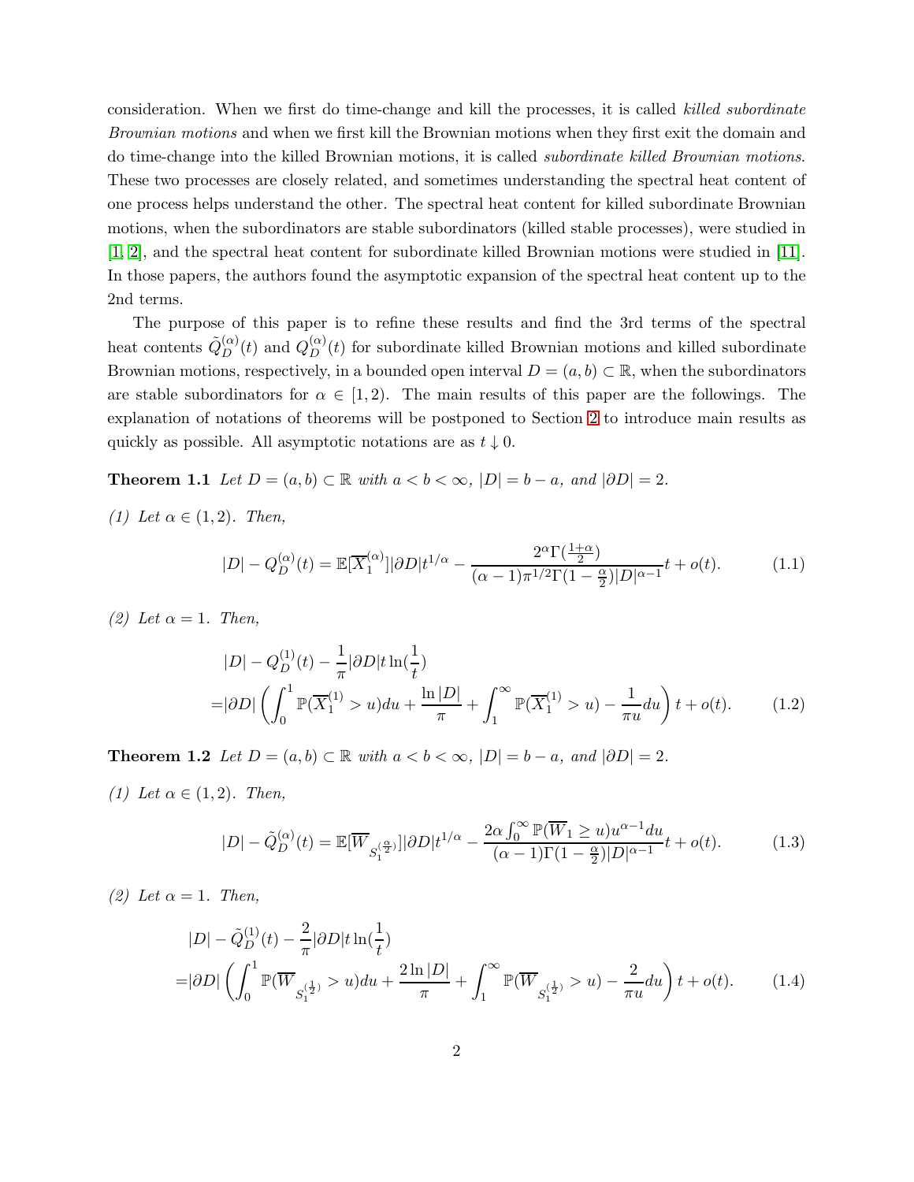consideration. When we first do time-change and kill the processes, it is called *killed subordinate Brownian motions* and when we first kill the Brownian motions when they first exit the domain and do time-change into the killed Brownian motions, it is called *subordinate killed Brownian motions*. These two processes are closely related, and sometimes understanding the spectral heat content of one process helps understand the other. The spectral heat content for killed subordinate Brownian motions, when the subordinators are stable subordinators (killed stable processes), were studied in [1, 2], and the spectral heat content for subordinate killed Brownian motions were studied in [11]. In those papers, the authors found the asymptotic expansion of the spectral heat content up to the 2nd terms.

The purpose of this paper is to refine these results and find the 3rd terms of the spectral heat contents $\tilde{Q}^{(\alpha)}_D(t)$ and $Q^{(\alpha)}_D(t)$ for subordinate killed Brownian motions and killed subordinate Brownian motions, respectively, in a bounded open interval $D = (a, b) \subset \mathbb{R}$, when the subordinators are stable subordinators for $\alpha \in [1, 2)$. The main results of this paper are the followings. The explanation of notations of theorems will be postponed to Section 2 to introduce main results as quickly as possible. All asymptotic notations are as $t \downarrow 0$.

**Theorem 1.1** *Let $D = (a, b) \subset \mathbb{R}$ with $a < b < \infty$, $|D| = b - a$, and $|\partial D| = 2$.*

*(1) Let $\alpha \in (1, 2)$. Then,*

$$|D| - Q^{(\alpha)}_D(t) = \mathbb{E}[\overline{X}^{(\alpha)}_1]|\partial D|t^{1/\alpha} - \frac{2^\alpha \Gamma(\frac{1+\alpha}{2})}{(\alpha-1)\pi^{1/2}\Gamma(1-\frac{\alpha}{2})|D|^{\alpha-1}}t + o(t). \tag{1.1}$$

*(2) Let $\alpha = 1$. Then,*

$$\begin{aligned}&|D| - Q^{(1)}_D(t) - \frac{1}{\pi}|\partial D| t \ln(\frac{1}{t}) \\ =&|\partial D|\left(\int_0^1 \mathbb{P}(\overline{X}^{(1)}_1 > u)du + \frac{\ln |D|}{\pi} + \int_1^\infty \mathbb{P}(\overline{X}^{(1)}_1 > u) - \frac{1}{\pi u}du\right)t + o(t).\end{aligned} \tag{1.2}$$

**Theorem 1.2** *Let $D = (a, b) \subset \mathbb{R}$ with $a < b < \infty$, $|D| = b - a$, and $|\partial D| = 2$.*

*(1) Let $\alpha \in (1, 2)$. Then,*

$$|D| - \tilde{Q}^{(\alpha)}_D(t) = \mathbb{E}[\overline{W}_{S^{(\frac{\alpha}{2})}_1}]|\partial D|t^{1/\alpha} - \frac{2\alpha\int_0^\infty \mathbb{P}(\overline{W}_1 \geq u)u^{\alpha-1}du}{(\alpha-1)\Gamma(1-\frac{\alpha}{2})|D|^{\alpha-1}}t + o(t). \tag{1.3}$$

*(2) Let $\alpha = 1$. Then,*

$$\begin{aligned}&|D| - \tilde{Q}^{(1)}_D(t) - \frac{2}{\pi}|\partial D| t \ln(\frac{1}{t}) \\ =&|\partial D|\left(\int_0^1 \mathbb{P}(\overline{W}_{S^{(\frac{1}{2})}_1} > u)du + \frac{2\ln |D|}{\pi} + \int_1^\infty \mathbb{P}(\overline{W}_{S^{(\frac{1}{2})}_1} > u) - \frac{2}{\pi u}du\right)t + o(t).\end{aligned} \tag{1.4}$$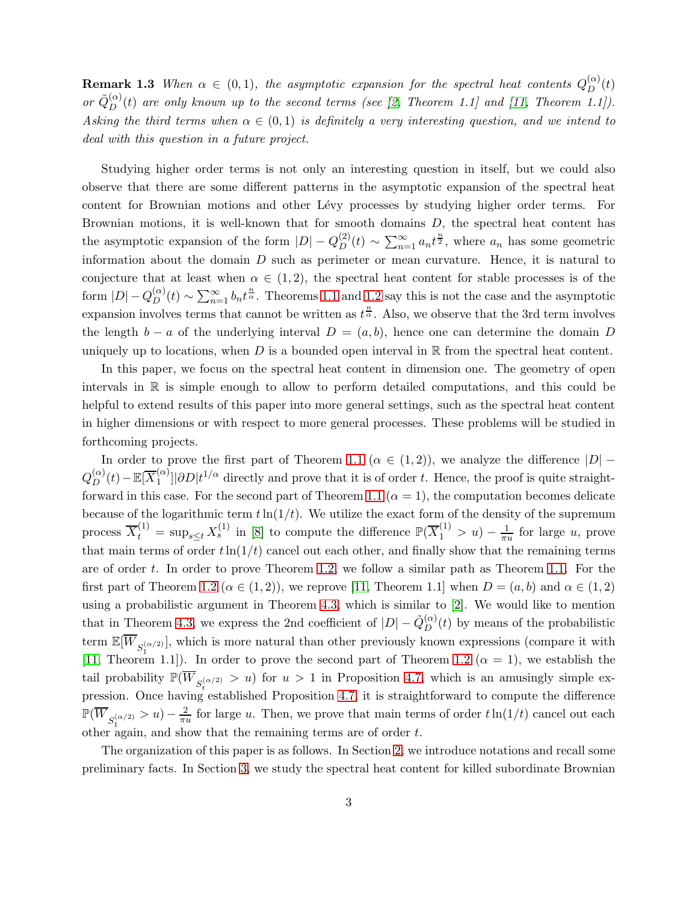**Remark 1.3** *When $\alpha \in (0,1)$, the asymptotic expansion for the spectral heat contents $Q_D^{(\alpha)}(t)$ or $\tilde{Q}_D^{(\alpha)}(t)$ are only known up to the second terms (see [2, Theorem 1.1] and [11, Theorem 1.1]). Asking the third terms when $\alpha \in (0,1)$ is definitely a very interesting question, and we intend to deal with this question in a future project.*

Studying higher order terms is not only an interesting question in itself, but we could also observe that there are some different patterns in the asymptotic expansion of the spectral heat content for Brownian motions and other Lévy processes by studying higher order terms. For Brownian motions, it is well-known that for smooth domains $D$, the spectral heat content has the asymptotic expansion of the form $|D| - Q_D^{(2)}(t) \sim \sum_{n=1}^{\infty} a_n t^{\frac{n}{2}}$, where $a_n$ has some geometric information about the domain $D$ such as perimeter or mean curvature. Hence, it is natural to conjecture that at least when $\alpha \in (1,2)$, the spectral heat content for stable processes is of the form $|D| - Q_D^{(\alpha)}(t) \sim \sum_{n=1}^{\infty} b_n t^{\frac{n}{\alpha}}$. Theorems 1.1 and 1.2 say this is not the case and the asymptotic expansion involves terms that cannot be written as $t^{\frac{n}{\alpha}}$. Also, we observe that the 3rd term involves the length $b-a$ of the underlying interval $D=(a,b)$, hence one can determine the domain $D$ uniquely up to locations, when $D$ is a bounded open interval in $\mathbb{R}$ from the spectral heat content.

In this paper, we focus on the spectral heat content in dimension one. The geometry of open intervals in $\mathbb{R}$ is simple enough to allow to perform detailed computations, and this could be helpful to extend results of this paper into more general settings, such as the spectral heat content in higher dimensions or with respect to more general processes. These problems will be studied in forthcoming projects.

In order to prove the first part of Theorem 1.1 ($\alpha \in (1,2)$), we analyze the difference $|D| - Q_D^{(\alpha)}(t) - \mathbb{E}[\overline{X}_1^{(\alpha)}]|\partial D| t^{1/\alpha}$ directly and prove that it is of order $t$. Hence, the proof is quite straightforward in this case. For the second part of Theorem 1.1 ($\alpha = 1$), the computation becomes delicate because of the logarithmic term $t\ln(1/t)$. We utilize the exact form of the density of the supremum process $\overline{X}_t^{(1)} = \sup_{s \le t} X_s^{(1)}$ in [8] to compute the difference $\mathbb{P}(\overline{X}_1^{(1)} > u) - \frac{1}{\pi u}$ for large $u$, prove that main terms of order $t\ln(1/t)$ cancel out each other, and finally show that the remaining terms are of order $t$. In order to prove Theorem 1.2, we follow a similar path as Theorem 1.1. For the first part of Theorem 1.2 ($\alpha \in (1,2)$), we reprove [11, Theorem 1.1] when $D=(a,b)$ and $\alpha \in (1,2)$ using a probabilistic argument in Theorem 4.3, which is similar to [2]. We would like to mention that in Theorem 4.3, we express the 2nd coefficient of $|D| - \tilde{Q}_D^{(\alpha)}(t)$ by means of the probabilistic term $\mathbb{E}[\overline{W}_{S_1^{(\alpha/2)}}]$, which is more natural than other previously known expressions (compare it with [11, Theorem 1.1]). In order to prove the second part of Theorem 1.2 ($\alpha = 1$), we establish the tail probability $\mathbb{P}(\overline{W}_{S_t^{(\alpha/2)}} > u)$ for $u > 1$ in Proposition 4.7, which is an amusingly simple expression. Once having established Proposition 4.7, it is straightforward to compute the difference $\mathbb{P}(\overline{W}_{S_1^{(\alpha/2)}} > u) - \frac{2}{\pi u}$ for large $u$. Then, we prove that main terms of order $t\ln(1/t)$ cancel out each other again, and show that the remaining terms are of order $t$.

The organization of this paper is as follows. In Section 2, we introduce notations and recall some preliminary facts. In Section 3, we study the spectral heat content for killed subordinate Brownian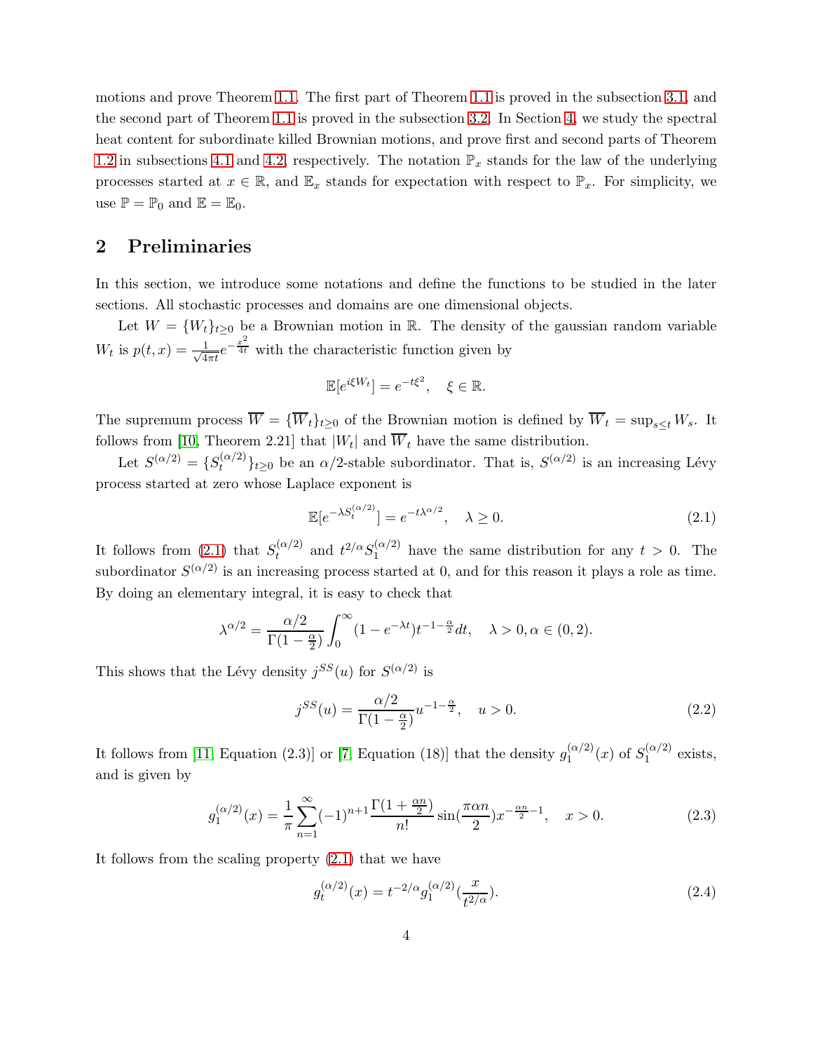motions and prove Theorem 1.1. The first part of Theorem 1.1 is proved in the subsection 3.1, and the second part of Theorem 1.1 is proved in the subsection 3.2. In Section 4, we study the spectral heat content for subordinate killed Brownian motions, and prove first and second parts of Theorem 1.2 in subsections 4.1 and 4.2, respectively. The notation $\mathbb{P}_x$ stands for the law of the underlying processes started at $x \in \mathbb{R}$, and $\mathbb{E}_x$ stands for expectation with respect to $\mathbb{P}_x$. For simplicity, we use $\mathbb{P} = \mathbb{P}_0$ and $\mathbb{E} = \mathbb{E}_0$.

## 2 Preliminaries

In this section, we introduce some notations and define the functions to be studied in the later sections. All stochastic processes and domains are one dimensional objects.

Let $W = \{W_t\}_{t \geq 0}$ be a Brownian motion in $\mathbb{R}$. The density of the gaussian random variable $W_t$ is $p(t,x) = \frac{1}{\sqrt{4\pi t}} e^{-\frac{x^2}{4t}}$ with the characteristic function given by

$$\mathbb{E}[e^{i\xi W_t}] = e^{-t\xi^2}, \quad \xi \in \mathbb{R}.$$

The supremum process $\overline{W} = \{\overline{W}_t\}_{t \geq 0}$ of the Brownian motion is defined by $\overline{W}_t = \sup_{s \leq t} W_s$. It follows from [10, Theorem 2.21] that $|W_t|$ and $\overline{W}_t$ have the same distribution.

Let $S^{(\alpha/2)} = \{S_t^{(\alpha/2)}\}_{t \geq 0}$ be an $\alpha/2$-stable subordinator. That is, $S^{(\alpha/2)}$ is an increasing Lévy process started at zero whose Laplace exponent is

$$\mathbb{E}[e^{-\lambda S_t^{(\alpha/2)}}] = e^{-t\lambda^{\alpha/2}}, \quad \lambda \geq 0. \tag{2.1}$$

It follows from (2.1) that $S_t^{(\alpha/2)}$ and $t^{2/\alpha} S_1^{(\alpha/2)}$ have the same distribution for any $t > 0$. The subordinator $S^{(\alpha/2)}$ is an increasing process started at 0, and for this reason it plays a role as time. By doing an elementary integral, it is easy to check that

$$\lambda^{\alpha/2} = \frac{\alpha/2}{\Gamma(1-\frac{\alpha}{2})} \int_0^\infty (1 - e^{-\lambda t}) t^{-1-\frac{\alpha}{2}} dt, \quad \lambda > 0, \alpha \in (0,2).$$

This shows that the Lévy density $j^{SS}(u)$ for $S^{(\alpha/2)}$ is

$$j^{SS}(u) = \frac{\alpha/2}{\Gamma(1-\frac{\alpha}{2})} u^{-1-\frac{\alpha}{2}}, \quad u > 0. \tag{2.2}$$

It follows from [11, Equation (2.3)] or [7, Equation (18)] that the density $g_1^{(\alpha/2)}(x)$ of $S_1^{(\alpha/2)}$ exists, and is given by

$$g_1^{(\alpha/2)}(x) = \frac{1}{\pi} \sum_{n=1}^\infty (-1)^{n+1} \frac{\Gamma(1 + \frac{\alpha n}{2})}{n!} \sin(\frac{\pi \alpha n}{2}) x^{-\frac{\alpha n}{2} - 1}, \quad x > 0. \tag{2.3}$$

It follows from the scaling property (2.1) that we have

$$g_t^{(\alpha/2)}(x) = t^{-2/\alpha} g_1^{(\alpha/2)}(\frac{x}{t^{2/\alpha}}). \tag{2.4}$$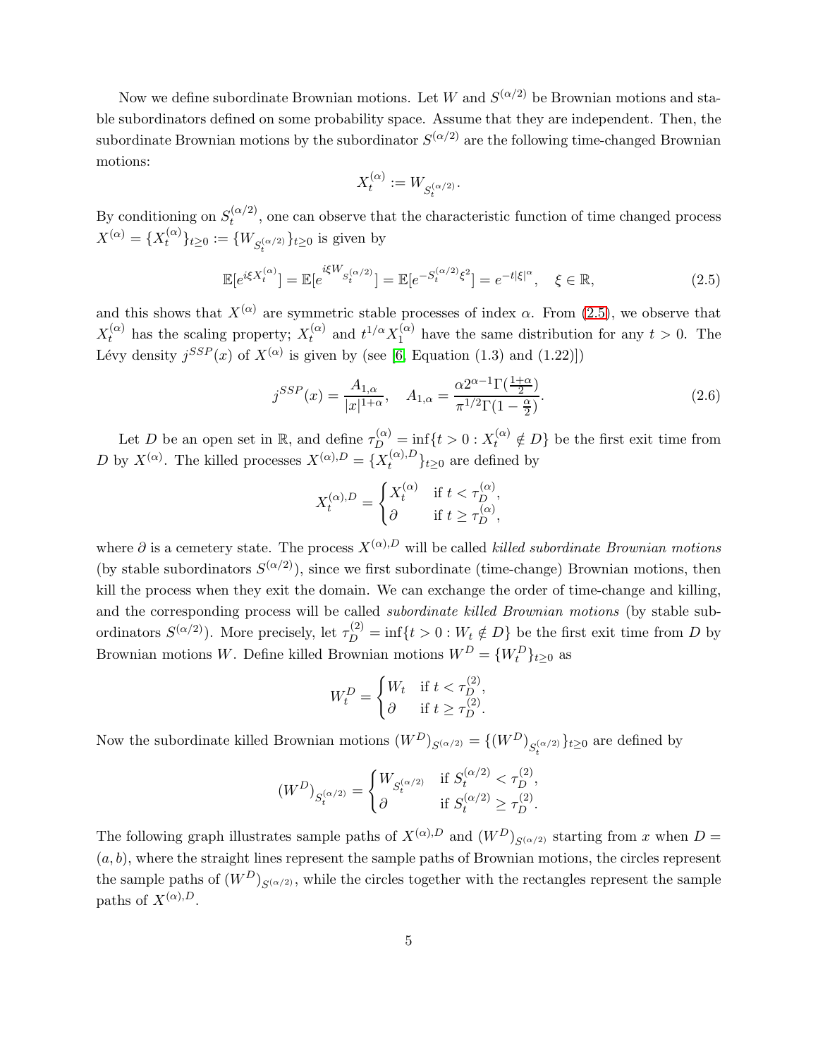Now we define subordinate Brownian motions. Let $W$ and $S^{(\alpha/2)}$ be Brownian motions and stable subordinators defined on some probability space. Assume that they are independent. Then, the subordinate Brownian motions by the subordinator $S^{(\alpha/2)}$ are the following time-changed Brownian motions:

$$X_t^{(\alpha)} := W_{S_t^{(\alpha/2)}}.$$

By conditioning on $S_t^{(\alpha/2)}$, one can observe that the characteristic function of time changed process $X^{(\alpha)} = \{X_t^{(\alpha)}\}_{t\geq 0} := \{W_{S_t^{(\alpha/2)}}\}_{t\geq 0}$ is given by

$$\mathbb{E}[e^{i\xi X_t^{(\alpha)}}] = \mathbb{E}[e^{i\xi W_{S_t^{(\alpha/2)}}}] = \mathbb{E}[e^{-S_t^{(\alpha/2)}\xi^2}] = e^{-t|\xi|^\alpha}, \quad \xi \in \mathbb{R}, \tag{2.5}$$

and this shows that $X^{(\alpha)}$ are symmetric stable processes of index $\alpha$. From (2.5), we observe that $X_t^{(\alpha)}$ has the scaling property; $X_t^{(\alpha)}$ and $t^{1/\alpha}X_1^{(\alpha)}$ have the same distribution for any $t > 0$. The Lévy density $j^{SSP}(x)$ of $X^{(\alpha)}$ is given by (see [6, Equation (1.3) and (1.22)])

$$j^{SSP}(x) = \frac{A_{1,\alpha}}{|x|^{1+\alpha}}, \quad A_{1,\alpha} = \frac{\alpha 2^{\alpha-1}\Gamma(\frac{1+\alpha}{2})}{\pi^{1/2}\Gamma(1-\frac{\alpha}{2})}. \tag{2.6}$$

Let $D$ be an open set in $\mathbb{R}$, and define $\tau_D^{(\alpha)} = \inf\{t > 0 : X_t^{(\alpha)} \notin D\}$ be the first exit time from $D$ by $X^{(\alpha)}$. The killed processes $X^{(\alpha),D} = \{X_t^{(\alpha),D}\}_{t\geq 0}$ are defined by

$$X_t^{(\alpha),D} = \begin{cases} X_t^{(\alpha)} & \text{if } t < \tau_D^{(\alpha)}, \\ \partial & \text{if } t \geq \tau_D^{(\alpha)}, \end{cases}$$

where $\partial$ is a cemetery state. The process $X^{(\alpha),D}$ will be called *killed subordinate Brownian motions* (by stable subordinators $S^{(\alpha/2)}$), since we first subordinate (time-change) Brownian motions, then kill the process when they exit the domain. We can exchange the order of time-change and killing, and the corresponding process will be called *subordinate killed Brownian motions* (by stable subordinators $S^{(\alpha/2)}$). More precisely, let $\tau_D^{(2)} = \inf\{t > 0 : W_t \notin D\}$ be the first exit time from $D$ by Brownian motions $W$. Define killed Brownian motions $W^D = \{W_t^D\}_{t\geq 0}$ as

$$W_t^D = \begin{cases} W_t & \text{if } t < \tau_D^{(2)}, \\ \partial & \text{if } t \geq \tau_D^{(2)}. \end{cases}$$

Now the subordinate killed Brownian motions $(W^D)_{S^{(\alpha/2)}} = \{(W^D)_{S_t^{(\alpha/2)}}\}_{t\geq 0}$ are defined by

$$(W^D)_{S_t^{(\alpha/2)}} = \begin{cases} W_{S_t^{(\alpha/2)}} & \text{if } S_t^{(\alpha/2)} < \tau_D^{(2)}, \\ \partial & \text{if } S_t^{(\alpha/2)} \geq \tau_D^{(2)}. \end{cases}$$

The following graph illustrates sample paths of $X^{(\alpha),D}$ and $(W^D)_{S^{(\alpha/2)}}$ starting from $x$ when $D = (a, b)$, where the straight lines represent the sample paths of Brownian motions, the circles represent the sample paths of $(W^D)_{S^{(\alpha/2)}}$, while the circles together with the rectangles represent the sample paths of $X^{(\alpha),D}$.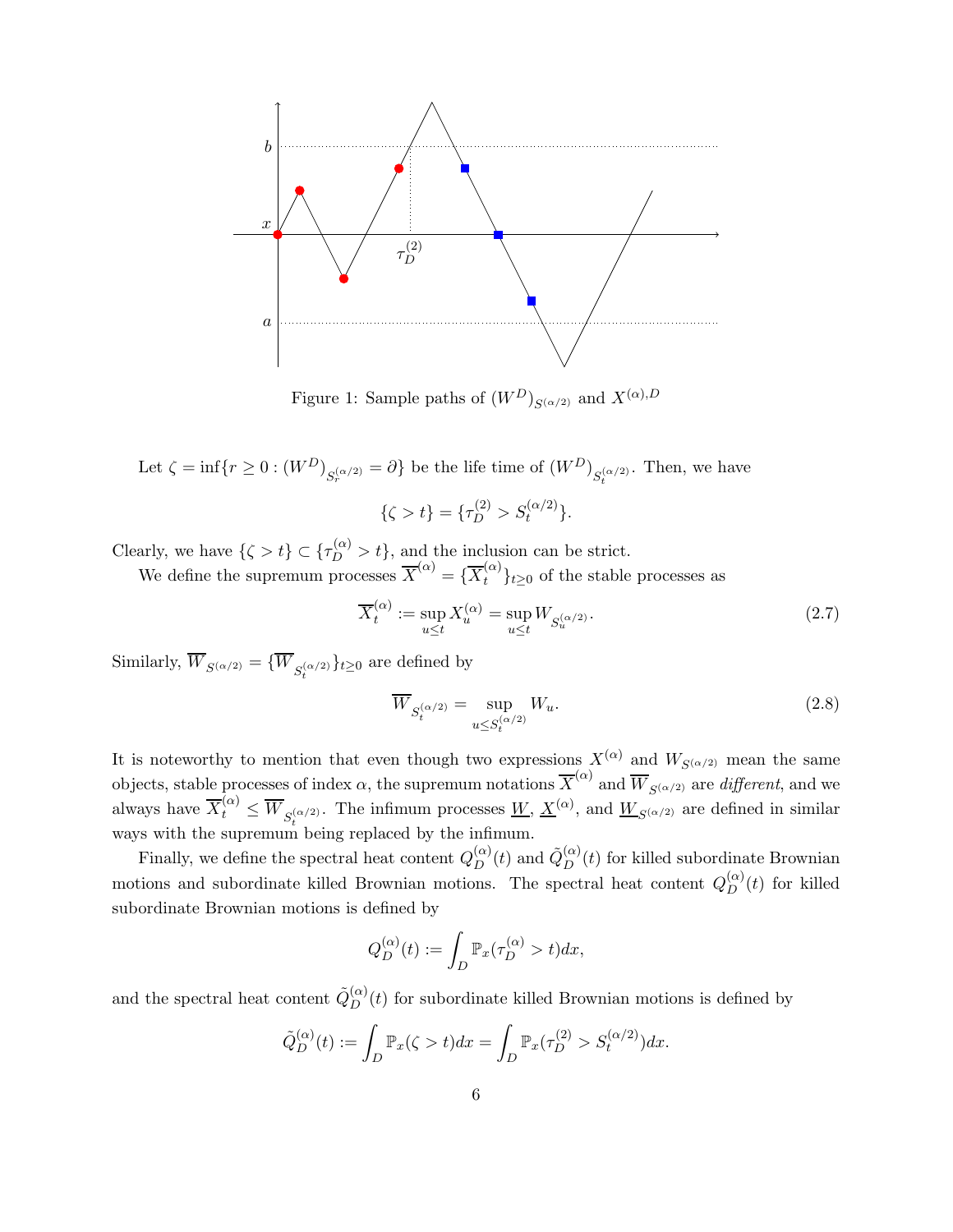Figure 1: Sample paths of $(W^D)_{S^{(\alpha/2)}}$ and $X^{(\alpha),D}$

Let $\zeta = \inf\{r \geq 0 : (W^D)_{S_r^{(\alpha/2)}} = \partial\}$ be the life time of $(W^D)_{S_t^{(\alpha/2)}}$. Then, we have

$$\{\zeta > t\} = \{\tau_D^{(2)} > S_t^{(\alpha/2)}\}.$$

Clearly, we have $\{\zeta > t\} \subset \{\tau_D^{(\alpha)} > t\}$, and the inclusion can be strict.

We define the supremum processes $\overline{X}^{(\alpha)} = \{\overline{X}_t^{(\alpha)}\}_{t\geq 0}$ of the stable processes as

$$\overline{X}_t^{(\alpha)} := \sup_{u\leq t} X_u^{(\alpha)} = \sup_{u\leq t} W_{S_u^{(\alpha/2)}}. \tag{2.7}$$

Similarly, $\overline{W}_{S^{(\alpha/2)}} = \{\overline{W}_{S_t^{(\alpha/2)}}\}_{t\geq 0}$ are defined by

$$\overline{W}_{S_t^{(\alpha/2)}} = \sup_{u\leq S_t^{(\alpha/2)}} W_u. \tag{2.8}$$

It is noteworthy to mention that even though two expressions $X^{(\alpha)}$ and $W_{S^{(\alpha/2)}}$ mean the same objects, stable processes of index $\alpha$, the supremum notations $\overline{X}^{(\alpha)}$ and $\overline{W}_{S^{(\alpha/2)}}$ are *different*, and we always have $\overline{X}_t^{(\alpha)} \leq \overline{W}_{S_t^{(\alpha/2)}}$. The infimum processes $\underline{W}$, $\underline{X}^{(\alpha)}$, and $\underline{W}_{S^{(\alpha/2)}}$ are defined in similar ways with the supremum being replaced by the infimum.

Finally, we define the spectral heat content $Q_D^{(\alpha)}(t)$ and $\tilde{Q}_D^{(\alpha)}(t)$ for killed subordinate Brownian motions and subordinate killed Brownian motions. The spectral heat content $Q_D^{(\alpha)}(t)$ for killed subordinate Brownian motions is defined by

$$Q_D^{(\alpha)}(t) := \int_D \mathbb{P}_x(\tau_D^{(\alpha)} > t)dx,$$

and the spectral heat content $\tilde{Q}_D^{(\alpha)}(t)$ for subordinate killed Brownian motions is defined by

$$\tilde{Q}_D^{(\alpha)}(t) := \int_D \mathbb{P}_x(\zeta > t)dx = \int_D \mathbb{P}_x(\tau_D^{(2)} > S_t^{(\alpha/2)})dx.$$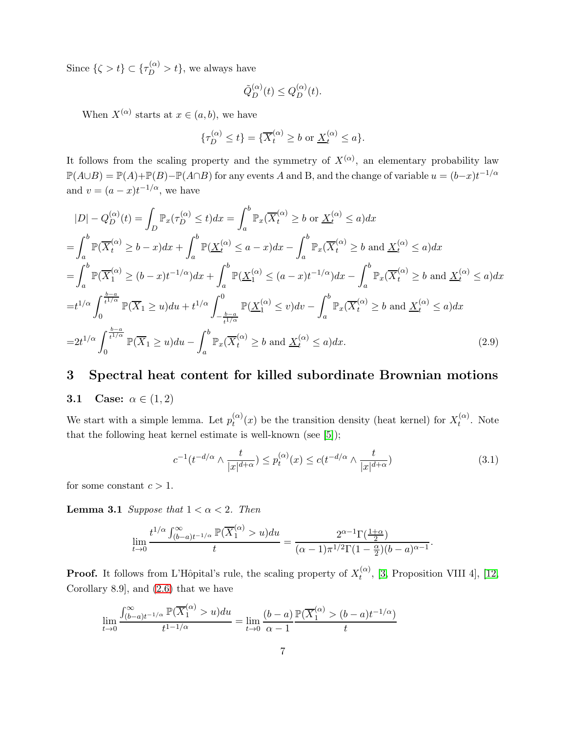Since $\{\zeta > t\} \subset \{\tau_D^{(\alpha)} > t\}$, we always have

$$\tilde{Q}_D^{(\alpha)}(t) \le Q_D^{(\alpha)}(t).$$

When $X^{(\alpha)}$ starts at $x \in (a,b)$, we have

$$\{\tau_D^{(\alpha)} \le t\} = \{\overline{X}_t^{(\alpha)} \ge b \text{ or } \underline{X}_t^{(\alpha)} \le a\}.$$

It follows from the scaling property and the symmetry of $X^{(\alpha)}$, an elementary probability law $\mathbb{P}(A \cup B) = \mathbb{P}(A) + \mathbb{P}(B) - \mathbb{P}(A \cap B)$ for any events $A$ and B, and the change of variable $u = (b-x)t^{-1/\alpha}$ and $v = (a-x)t^{-1/\alpha}$, we have

$$\begin{aligned}
&|D| - Q_D^{(\alpha)}(t) = \int_D \mathbb{P}_x(\tau_D^{(\alpha)} \le t)dx = \int_a^b \mathbb{P}_x(\overline{X}_t^{(\alpha)} \ge b \text{ or } \underline{X}_t^{(\alpha)} \le a)dx \\
=&\int_a^b \mathbb{P}(\overline{X}_t^{(\alpha)} \ge b-x)dx + \int_a^b \mathbb{P}(\underline{X}_t^{(\alpha)} \le a-x)dx - \int_a^b \mathbb{P}_x(\overline{X}_t^{(\alpha)} \ge b \text{ and } \underline{X}_t^{(\alpha)} \le a)dx \\
=&\int_a^b \mathbb{P}(\overline{X}_1^{(\alpha)} \ge (b-x)t^{-1/\alpha})dx + \int_a^b \mathbb{P}(\underline{X}_1^{(\alpha)} \le (a-x)t^{-1/\alpha})dx - \int_a^b \mathbb{P}_x(\overline{X}_t^{(\alpha)} \ge b \text{ and } \underline{X}_t^{(\alpha)} \le a)dx \\
=&t^{1/\alpha}\int_0^{\frac{b-a}{t^{1/\alpha}}} \mathbb{P}(\overline{X}_1 \ge u)du + t^{1/\alpha}\int_{-\frac{b-a}{t^{1/\alpha}}}^0 \mathbb{P}(\underline{X}_1^{(\alpha)} \le v)dv - \int_a^b \mathbb{P}_x(\overline{X}_t^{(\alpha)} \ge b \text{ and } \underline{X}_t^{(\alpha)} \le a)dx \\
=&2t^{1/\alpha}\int_0^{\frac{b-a}{t^{1/\alpha}}} \mathbb{P}(\overline{X}_1 \ge u)du - \int_a^b \mathbb{P}_x(\overline{X}_t^{(\alpha)} \ge b \text{ and } \underline{X}_t^{(\alpha)} \le a)dx. \qquad (2.9)
\end{aligned}$$

# 3 Spectral heat content for killed subordinate Brownian motions

## 3.1 Case: $\alpha \in (1,2)$

We start with a simple lemma. Let $p_t^{(\alpha)}(x)$ be the transition density (heat kernel) for $X_t^{(\alpha)}$. Note that the following heat kernel estimate is well-known (see [5]);

$$c^{-1}(t^{-d/\alpha} \wedge \frac{t}{|x|^{d+\alpha}}) \le p_t^{(\alpha)}(x) \le c(t^{-d/\alpha} \wedge \frac{t}{|x|^{d+\alpha}}) \qquad (3.1)$$

for some constant $c > 1$.

**Lemma 3.1** *Suppose that $1 < \alpha < 2$. Then*

$$\lim_{t\to 0} \frac{t^{1/\alpha}\int_{(b-a)t^{-1/\alpha}}^\infty \mathbb{P}(\overline{X}_1^{(\alpha)} > u)du}{t} = \frac{2^{\alpha-1}\Gamma(\frac{1+\alpha}{2})}{(\alpha-1)\pi^{1/2}\Gamma(1-\frac{\alpha}{2})(b-a)^{\alpha-1}}.$$

**Proof.** It follows from L'Hôpital's rule, the scaling property of $X_t^{(\alpha)}$, [3, Proposition VIII 4], [12, Corollary 8.9], and (2.6) that we have

$$\lim_{t\to 0} \frac{\int_{(b-a)t^{-1/\alpha}}^\infty \mathbb{P}(\overline{X}_1^{(\alpha)} > u)du}{t^{1-1/\alpha}} = \lim_{t\to 0} \frac{(b-a)}{\alpha-1} \frac{\mathbb{P}(\overline{X}_1^{(\alpha)} > (b-a)t^{-1/\alpha})}{t}$$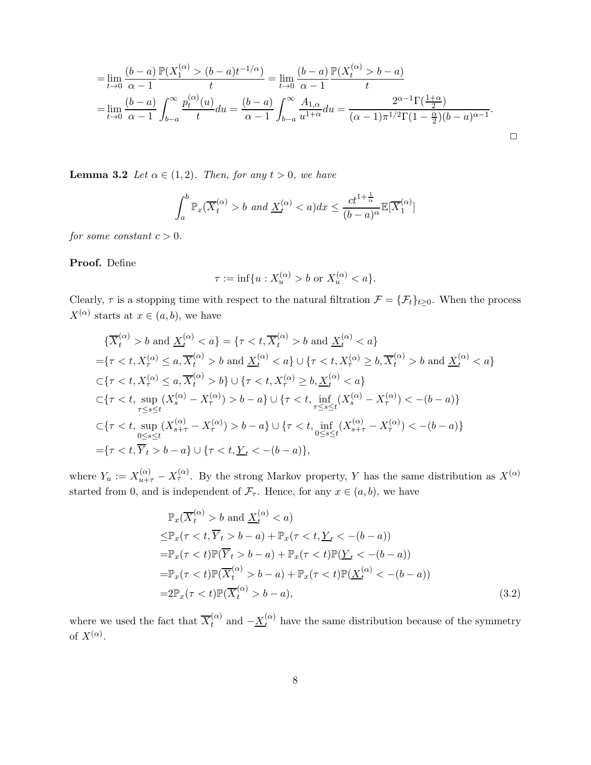$$
\begin{aligned}
&=\lim_{t\to 0}\frac{(b-a)}{\alpha-1}\frac{\mathbb{P}(X_1^{(\alpha)}>(b-a)t^{-1/\alpha})}{t}=\lim_{t\to 0}\frac{(b-a)}{\alpha-1}\frac{\mathbb{P}(X_t^{(\alpha)}>b-a)}{t}\\
&=\lim_{t\to 0}\frac{(b-a)}{\alpha-1}\int_{b-a}^{\infty}\frac{p_t^{(\alpha)}(u)}{t}du=\frac{(b-a)}{\alpha-1}\int_{b-a}^{\infty}\frac{A_{1,\alpha}}{u^{1+\alpha}}du=\frac{2^{\alpha-1}\Gamma(\frac{1+\alpha}{2})}{(\alpha-1)\pi^{1/2}\Gamma(1-\frac{\alpha}{2})(b-a)^{\alpha-1}}.
\end{aligned}
$$

□

**Lemma 3.2** *Let $\alpha\in(1,2)$. Then, for any $t>0$, we have*

$$
\int_a^b \mathbb{P}_x(\overline{X}_t^{(\alpha)}>b \text{ and } \underline{X}_t^{(\alpha)}<a)dx\leq \frac{ct^{1+\frac{1}{\alpha}}}{(b-a)^{\alpha}}\mathbb{E}[\overline{X}_1^{(\alpha)}]
$$

*for some constant $c>0$.*

**Proof.** Define

$$
\tau:=\inf\{u: X_u^{(\alpha)}>b \text{ or } X_u^{(\alpha)}<a\}.
$$

Clearly, $\tau$ is a stopping time with respect to the natural filtration $\mathcal{F}=\{\mathcal{F}_t\}_{t\geq 0}$. When the process $X^{(\alpha)}$ starts at $x\in(a,b)$, we have

$$
\begin{aligned}
&\{\overline{X}_t^{(\alpha)}>b \text{ and } \underline{X}_t^{(\alpha)}<a\}=\{\tau<t,\overline{X}_t^{(\alpha)}>b \text{ and } \underline{X}_t^{(\alpha)}<a\}\\
=&\{\tau<t, X_\tau^{(\alpha)}\leq a,\overline{X}_t^{(\alpha)}>b \text{ and } \underline{X}_t^{(\alpha)}<a\}\cup\{\tau<t, X_\tau^{(\alpha)}\geq b,\overline{X}_t^{(\alpha)}>b \text{ and } \underline{X}_t^{(\alpha)}<a\}\\
\subset&\{\tau<t, X_\tau^{(\alpha)}\leq a,\overline{X}_t^{(\alpha)}>b\}\cup\{\tau<t, X_\tau^{(\alpha)}\geq b,\underline{X}_t^{(\alpha)}<a\}\\
\subset&\{\tau<t,\sup_{\tau\leq s\leq t}(X_s^{(\alpha)}-X_\tau^{(\alpha)})>b-a\}\cup\{\tau<t,\inf_{\tau\leq s\leq t}(X_s^{(\alpha)}-X_\tau^{(\alpha)})<-(b-a)\}\\
\subset&\{\tau<t,\sup_{0\leq s\leq t}(X_{s+\tau}^{(\alpha)}-X_\tau^{(\alpha)})>b-a\}\cup\{\tau<t,\inf_{0\leq s\leq t}(X_{s+\tau}^{(\alpha)}-X_\tau^{(\alpha)})<-(b-a)\}\\
=&\{\tau<t,\overline{Y}_t>b-a\}\cup\{\tau<t,\underline{Y}_t<-(b-a)\},
\end{aligned}
$$

where $Y_u:=X_{u+\tau}^{(\alpha)}-X_\tau^{(\alpha)}$. By the strong Markov property, $Y$ has the same distribution as $X^{(\alpha)}$ started from 0, and is independent of $\mathcal{F}_\tau$. Hence, for any $x\in(a,b)$, we have

$$
\begin{aligned}
&\mathbb{P}_x(\overline{X}_t^{(\alpha)}>b \text{ and } \underline{X}_t^{(\alpha)}<a)\\
\leq&\mathbb{P}_x(\tau<t,\overline{Y}_t>b-a)+\mathbb{P}_x(\tau<t,\underline{Y}_t<-(b-a))\\
=&\mathbb{P}_x(\tau<t)\mathbb{P}(\overline{Y}_t>b-a)+\mathbb{P}_x(\tau<t)\mathbb{P}(\underline{Y}_t<-(b-a))\\
=&\mathbb{P}_x(\tau<t)\mathbb{P}(\overline{X}_t^{(\alpha)}>b-a)+\mathbb{P}_x(\tau<t)\mathbb{P}(\underline{X}_t^{(\alpha)}<-(b-a))\\
=&2\mathbb{P}_x(\tau<t)\mathbb{P}(\overline{X}_t^{(\alpha)}>b-a),
\end{aligned}
\tag{3.2}
$$

where we used the fact that $\overline{X}_t^{(\alpha)}$ and $-\underline{X}_t^{(\alpha)}$ have the same distribution because of the symmetry of $X^{(\alpha)}$.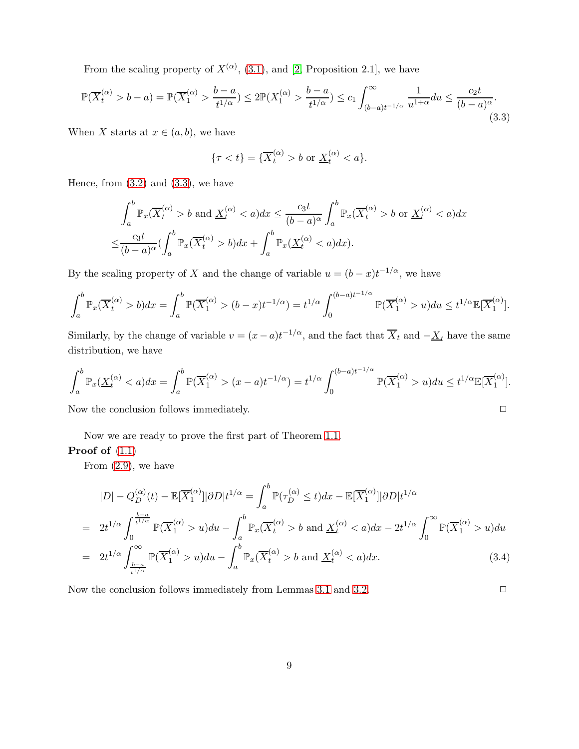From the scaling property of $X^{(\alpha)}$, (3.1), and [2, Proposition 2.1], we have

$$\mathbb{P}(\overline{X}_t^{(\alpha)} > b-a) = \mathbb{P}(\overline{X}_1^{(\alpha)} > \frac{b-a}{t^{1/\alpha}}) \leq 2\mathbb{P}(X_1^{(\alpha)} > \frac{b-a}{t^{1/\alpha}}) \leq c_1 \int_{(b-a)t^{-1/\alpha}}^{\infty} \frac{1}{u^{1+\alpha}} du \leq \frac{c_2 t}{(b-a)^\alpha}. \tag{3.3}$$

When $X$ starts at $x \in (a,b)$, we have

$$\{\tau < t\} = \{\overline{X}_t^{(\alpha)} > b \text{ or } \underline{X}_t^{(\alpha)} < a\}.$$

Hence, from (3.2) and (3.3), we have

$$\begin{aligned}
&\int_a^b \mathbb{P}_x(\overline{X}_t^{(\alpha)} > b \text{ and } \underline{X}_t^{(\alpha)} < a) dx \leq \frac{c_3 t}{(b-a)^\alpha} \int_a^b \mathbb{P}_x(\overline{X}_t^{(\alpha)} > b \text{ or } \underline{X}_t^{(\alpha)} < a) dx \\
\leq & \frac{c_3 t}{(b-a)^\alpha} (\int_a^b \mathbb{P}_x(\overline{X}_t^{(\alpha)} > b) dx + \int_a^b \mathbb{P}_x(\underline{X}_t^{(\alpha)} < a) dx).
\end{aligned}$$

By the scaling property of $X$ and the change of variable $u = (b-x)t^{-1/\alpha}$, we have

$$\int_a^b \mathbb{P}_x(\overline{X}_t^{(\alpha)} > b) dx = \int_a^b \mathbb{P}(\overline{X}_1^{(\alpha)} > (b-x)t^{-1/\alpha}) = t^{1/\alpha} \int_0^{(b-a)t^{-1/\alpha}} \mathbb{P}(\overline{X}_1^{(\alpha)} > u) du \leq t^{1/\alpha} \mathbb{E}[\overline{X}_1^{(\alpha)}].$$

Similarly, by the change of variable $v = (x-a)t^{-1/\alpha}$, and the fact that $\overline{X}_t$ and $-\underline{X}_t$ have the same distribution, we have

$$\int_a^b \mathbb{P}_x(\underline{X}_t^{(\alpha)} < a) dx = \int_a^b \mathbb{P}(\overline{X}_1^{(\alpha)} > (x-a)t^{-1/\alpha}) = t^{1/\alpha} \int_0^{(b-a)t^{-1/\alpha}} \mathbb{P}(\overline{X}_1^{(\alpha)} > u) du \leq t^{1/\alpha} \mathbb{E}[\overline{X}_1^{(\alpha)}].$$

Now the conclusion follows immediately. □

Now we are ready to prove the first part of Theorem 1.1.

**Proof of** (1.1)

From (2.9), we have

$$\begin{aligned}
& |D| - Q_D^{(\alpha)}(t) - \mathbb{E}[\overline{X}_1^{(\alpha)}] |\partial D| t^{1/\alpha} = \int_a^b \mathbb{P}(\tau_D^{(\alpha)} \leq t) dx - \mathbb{E}[\overline{X}_1^{(\alpha)}] |\partial D| t^{1/\alpha} \\
= \;& 2t^{1/\alpha} \int_0^{\frac{b-a}{t^{1/\alpha}}} \mathbb{P}(\overline{X}_1^{(\alpha)} > u) du - \int_a^b \mathbb{P}_x(\overline{X}_t^{(\alpha)} > b \text{ and } \underline{X}_t^{(\alpha)} < a) dx - 2t^{1/\alpha} \int_0^\infty \mathbb{P}(\overline{X}_1^{(\alpha)} > u) du \\
= \;& 2t^{1/\alpha} \int_{\frac{b-a}{t^{1/\alpha}}}^\infty \mathbb{P}(\overline{X}_1^{(\alpha)} > u) du - \int_a^b \mathbb{P}_x(\overline{X}_t^{(\alpha)} > b \text{ and } \underline{X}_t^{(\alpha)} < a) dx. \qquad (3.4)
\end{aligned}$$

Now the conclusion follows immediately from Lemmas 3.1 and 3.2. □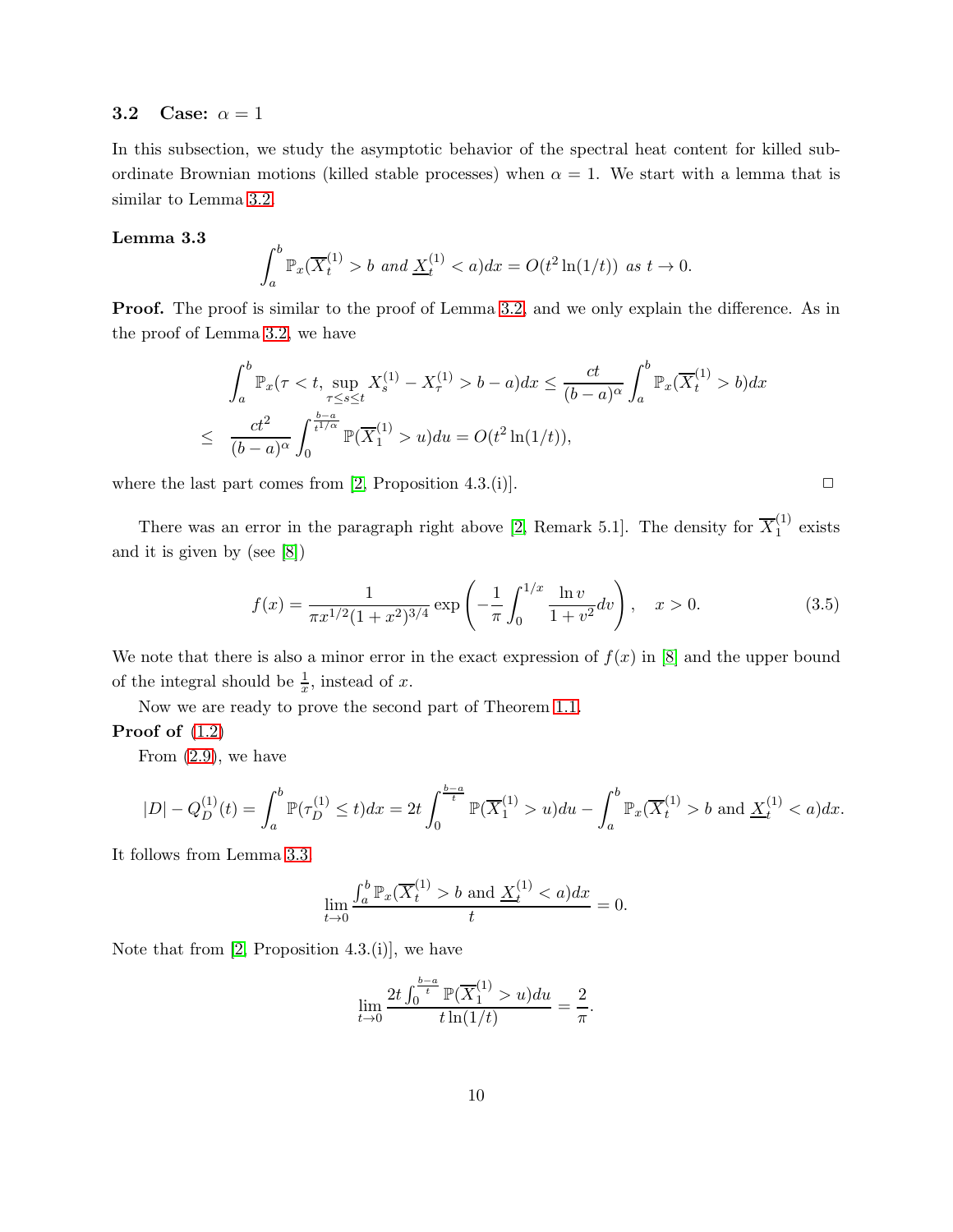### 3.2 Case: $\alpha = 1$

In this subsection, we study the asymptotic behavior of the spectral heat content for killed subordinate Brownian motions (killed stable processes) when $\alpha = 1$. We start with a lemma that is similar to Lemma 3.2.

**Lemma 3.3**

$$\int_a^b \mathbb{P}_x(\overline{X}_t^{(1)} > b \text{ and } \underline{X}_t^{(1)} < a)dx = O(t^2 \ln(1/t)) \text{ as } t \to 0.$$

**Proof.** The proof is similar to the proof of Lemma 3.2, and we only explain the difference. As in the proof of Lemma 3.2, we have

$$\int_a^b \mathbb{P}_x(\tau < t, \sup_{\tau \le s \le t} X_s^{(1)} - X_\tau^{(1)} > b - a)dx \le \frac{ct}{(b-a)^\alpha} \int_a^b \mathbb{P}_x(\overline{X}_t^{(1)} > b)dx$$

$$\le \frac{ct^2}{(b-a)^\alpha} \int_0^{\frac{b-a}{t^{1/\alpha}}} \mathbb{P}(\overline{X}_1^{(1)} > u)du = O(t^2 \ln(1/t)),$$

where the last part comes from [2, Proposition 4.3.(i)]. $\square$

There was an error in the paragraph right above [2, Remark 5.1]. The density for $\overline{X}_1^{(1)}$ exists and it is given by (see [8])

$$f(x) = \frac{1}{\pi x^{1/2}(1+x^2)^{3/4}} \exp\left(-\frac{1}{\pi}\int_0^{1/x} \frac{\ln v}{1+v^2}dv\right), \quad x > 0. \tag{3.5}$$

We note that there is also a minor error in the exact expression of $f(x)$ in [8] and the upper bound of the integral should be $\frac{1}{x}$, instead of $x$.

Now we are ready to prove the second part of Theorem 1.1.

**Proof of (1.2)**

From (2.9), we have

$$|D| - Q_D^{(1)}(t) = \int_a^b \mathbb{P}(\tau_D^{(1)} \le t)dx = 2t\int_0^{\frac{b-a}{t}} \mathbb{P}(\overline{X}_1^{(1)} > u)du - \int_a^b \mathbb{P}_x(\overline{X}_t^{(1)} > b \text{ and } \underline{X}_t^{(1)} < a)dx.$$

It follows from Lemma 3.3

$$\lim_{t\to 0} \frac{\int_a^b \mathbb{P}_x(\overline{X}_t^{(1)} > b \text{ and } \underline{X}_t^{(1)} < a)dx}{t} = 0.$$

Note that from [2, Proposition 4.3.(i)], we have

$$\lim_{t\to 0} \frac{2t\int_0^{\frac{b-a}{t}} \mathbb{P}(\overline{X}_1^{(1)} > u)du}{t\ln(1/t)} = \frac{2}{\pi}.$$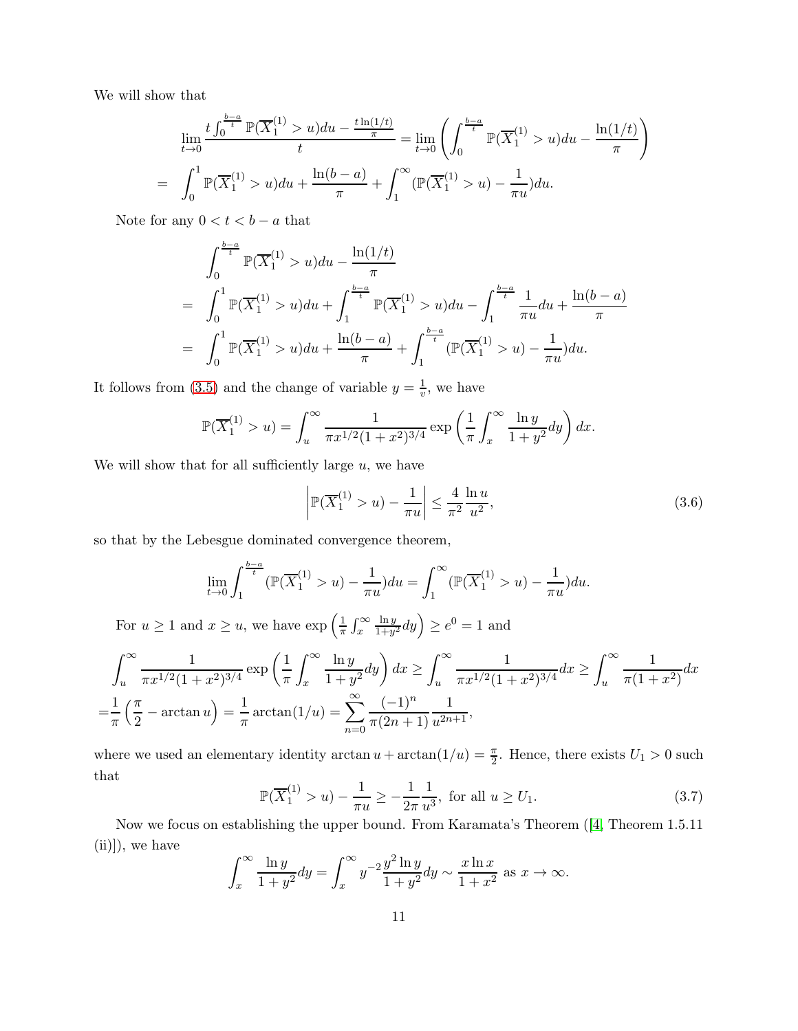We will show that

$$\lim_{t\to 0}\frac{t\int_0^{\frac{b-a}{t}}\mathbb{P}(\overline{X}_1^{(1)}>u)du-\frac{t\ln(1/t)}{\pi}}{t}=\lim_{t\to 0}\left(\int_0^{\frac{b-a}{t}}\mathbb{P}(\overline{X}_1^{(1)}>u)du-\frac{\ln(1/t)}{\pi}\right)$$
$$=\int_0^1\mathbb{P}(\overline{X}_1^{(1)}>u)du+\frac{\ln(b-a)}{\pi}+\int_1^\infty(\mathbb{P}(\overline{X}_1^{(1)}>u)-\frac{1}{\pi u})du.$$

Note for any $0<t<b-a$ that

$$\begin{aligned}
&\int_0^{\frac{b-a}{t}}\mathbb{P}(\overline{X}_1^{(1)}>u)du-\frac{\ln(1/t)}{\pi}\\
=&\int_0^1\mathbb{P}(\overline{X}_1^{(1)}>u)du+\int_1^{\frac{b-a}{t}}\mathbb{P}(\overline{X}_1^{(1)}>u)du-\int_1^{\frac{b-a}{t}}\frac{1}{\pi u}du+\frac{\ln(b-a)}{\pi}\\
=&\int_0^1\mathbb{P}(\overline{X}_1^{(1)}>u)du+\frac{\ln(b-a)}{\pi}+\int_1^{\frac{b-a}{t}}(\mathbb{P}(\overline{X}_1^{(1)}>u)-\frac{1}{\pi u})du.
\end{aligned}$$

It follows from (3.5) and the change of variable $y=\frac{1}{v}$, we have

$$\mathbb{P}(\overline{X}_1^{(1)}>u)=\int_u^\infty\frac{1}{\pi x^{1/2}(1+x^2)^{3/4}}\exp\left(\frac{1}{\pi}\int_x^\infty\frac{\ln y}{1+y^2}dy\right)dx.$$

We will show that for all sufficiently large $u$, we have

$$\left|\mathbb{P}(\overline{X}_1^{(1)}>u)-\frac{1}{\pi u}\right|\le\frac{4}{\pi^2}\frac{\ln u}{u^2},\tag{3.6}$$

so that by the Lebesgue dominated convergence theorem,

$$\lim_{t\to 0}\int_1^{\frac{b-a}{t}}(\mathbb{P}(\overline{X}_1^{(1)}>u)-\frac{1}{\pi u})du=\int_1^\infty(\mathbb{P}(\overline{X}_1^{(1)}>u)-\frac{1}{\pi u})du.$$

For $u\ge 1$ and $x\ge u$, we have $\exp\left(\frac{1}{\pi}\int_x^\infty\frac{\ln y}{1+y^2}dy\right)\ge e^0=1$ and

$$\int_u^\infty\frac{1}{\pi x^{1/2}(1+x^2)^{3/4}}\exp\left(\frac{1}{\pi}\int_x^\infty\frac{\ln y}{1+y^2}dy\right)dx\ge\int_u^\infty\frac{1}{\pi x^{1/2}(1+x^2)^{3/4}}dx\ge\int_u^\infty\frac{1}{\pi(1+x^2)}dx$$
$$=\frac{1}{\pi}\left(\frac{\pi}{2}-\arctan u\right)=\frac{1}{\pi}\arctan(1/u)=\sum_{n=0}^\infty\frac{(-1)^n}{\pi(2n+1)}\frac{1}{u^{2n+1}},$$

where we used an elementary identity $\arctan u+\arctan(1/u)=\frac{\pi}{2}$. Hence, there exists $U_1>0$ such that

$$\mathbb{P}(\overline{X}_1^{(1)}>u)-\frac{1}{\pi u}\ge-\frac{1}{2\pi}\frac{1}{u^3},\text{ for all }u\ge U_1.\tag{3.7}$$

Now we focus on establishing the upper bound. From Karamata's Theorem ([4, Theorem 1.5.11 (ii)]), we have

$$\int_x^\infty\frac{\ln y}{1+y^2}dy=\int_x^\infty y^{-2}\frac{y^2\ln y}{1+y^2}dy\sim\frac{x\ln x}{1+x^2}\text{ as }x\to\infty.$$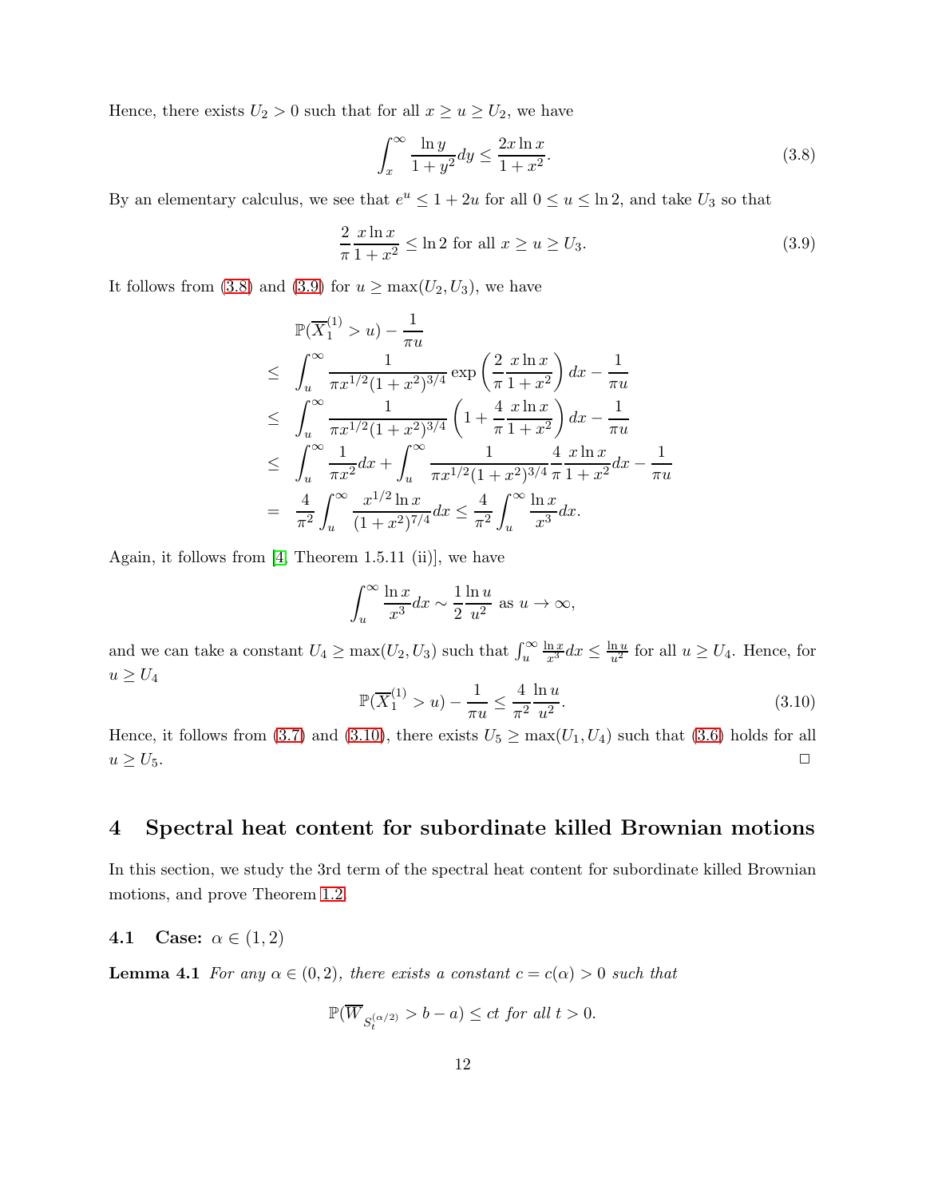Hence, there exists $U_2 > 0$ such that for all $x \geq u \geq U_2$, we have

$$\int_x^\infty \frac{\ln y}{1+y^2} dy \leq \frac{2x \ln x}{1+x^2}. \tag{3.8}$$

By an elementary calculus, we see that $e^u \leq 1 + 2u$ for all $0 \leq u \leq \ln 2$, and take $U_3$ so that

$$\frac{2}{\pi} \frac{x \ln x}{1+x^2} \leq \ln 2 \text{ for all } x \geq u \geq U_3. \tag{3.9}$$

It follows from (3.8) and (3.9) for $u \geq \max(U_2, U_3)$, we have

$$\begin{aligned}
&\mathbb{P}(\overline{X}_1^{(1)} > u) - \frac{1}{\pi u} \\
\leq\ & \int_u^\infty \frac{1}{\pi x^{1/2}(1+x^2)^{3/4}} \exp\left(\frac{2}{\pi} \frac{x \ln x}{1+x^2}\right) dx - \frac{1}{\pi u} \\
\leq\ & \int_u^\infty \frac{1}{\pi x^{1/2}(1+x^2)^{3/4}} \left(1 + \frac{4}{\pi} \frac{x \ln x}{1+x^2}\right) dx - \frac{1}{\pi u} \\
\leq\ & \int_u^\infty \frac{1}{\pi x^2} dx + \int_u^\infty \frac{1}{\pi x^{1/2}(1+x^2)^{3/4}} \frac{4}{\pi} \frac{x \ln x}{1+x^2} dx - \frac{1}{\pi u} \\
=\ & \frac{4}{\pi^2} \int_u^\infty \frac{x^{1/2} \ln x}{(1+x^2)^{7/4}} dx \leq \frac{4}{\pi^2} \int_u^\infty \frac{\ln x}{x^3} dx.
\end{aligned}$$

Again, it follows from [4, Theorem 1.5.11 (ii)], we have

$$\int_u^\infty \frac{\ln x}{x^3} dx \sim \frac{1}{2} \frac{\ln u}{u^2} \text{ as } u \to \infty,$$

and we can take a constant $U_4 \geq \max(U_2, U_3)$ such that $\int_u^\infty \frac{\ln x}{x^3} dx \leq \frac{\ln u}{u^2}$ for all $u \geq U_4$. Hence, for $u \geq U_4$

$$\mathbb{P}(\overline{X}_1^{(1)} > u) - \frac{1}{\pi u} \leq \frac{4}{\pi^2} \frac{\ln u}{u^2}. \tag{3.10}$$

Hence, it follows from (3.7) and (3.10), there exists $U_5 \geq \max(U_1, U_4)$ such that (3.6) holds for all $u \geq U_5$. □

## 4 Spectral heat content for subordinate killed Brownian motions

In this section, we study the 3rd term of the spectral heat content for subordinate killed Brownian motions, and prove Theorem 1.2.

### 4.1 Case: $\alpha \in (1, 2)$

**Lemma 4.1** *For any $\alpha \in (0, 2)$, there exists a constant $c = c(\alpha) > 0$ such that*

$$\mathbb{P}(\overline{W}_{S_t^{(\alpha/2)}} > b - a) \leq ct \text{ for all } t > 0.$$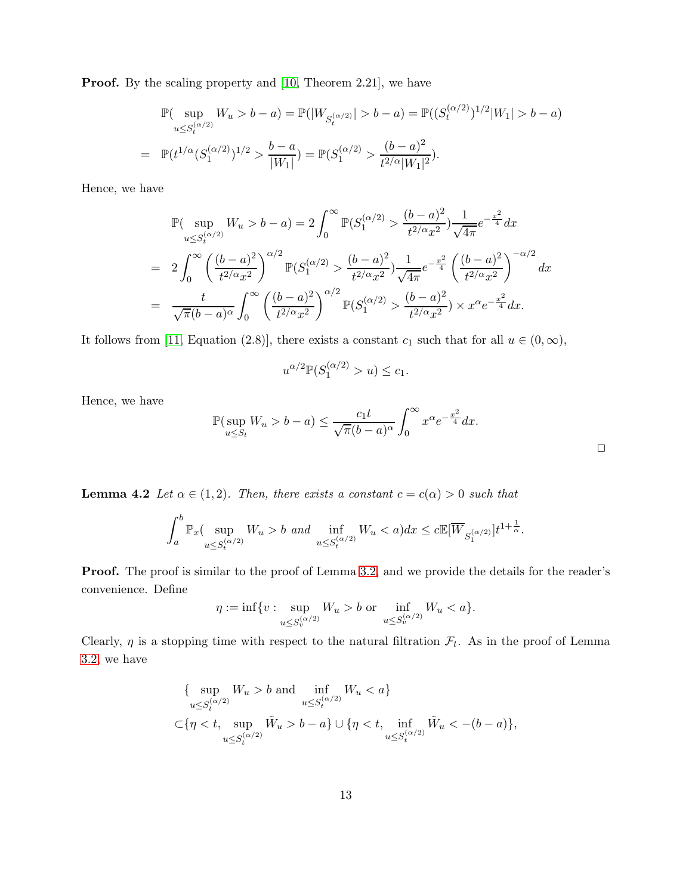**Proof.** By the scaling property and [10, Theorem 2.21], we have

$$
\begin{aligned}
&\mathbb{P}(\sup_{u\leq S_t^{(\alpha/2)}} W_u > b-a) = \mathbb{P}(|W_{S_t^{(\alpha/2)}}| > b-a) = \mathbb{P}((S_t^{(\alpha/2)})^{1/2}|W_1| > b-a) \\
= \; & \mathbb{P}(t^{1/\alpha}(S_1^{(\alpha/2)})^{1/2} > \frac{b-a}{|W_1|}) = \mathbb{P}(S_1^{(\alpha/2)} > \frac{(b-a)^2}{t^{2/\alpha}|W_1|^2}).
\end{aligned}
$$

Hence, we have

$$
\begin{aligned}
&\mathbb{P}(\sup_{u\leq S_t^{(\alpha/2)}} W_u > b-a) = 2\int_0^\infty \mathbb{P}(S_1^{(\alpha/2)} > \frac{(b-a)^2}{t^{2/\alpha}x^2})\frac{1}{\sqrt{4\pi}}e^{-\frac{x^2}{4}}dx \\
= \; & 2\int_0^\infty \left(\frac{(b-a)^2}{t^{2/\alpha}x^2}\right)^{\alpha/2} \mathbb{P}(S_1^{(\alpha/2)} > \frac{(b-a)^2}{t^{2/\alpha}x^2})\frac{1}{\sqrt{4\pi}}e^{-\frac{x^2}{4}} \left(\frac{(b-a)^2}{t^{2/\alpha}x^2}\right)^{-\alpha/2} dx \\
= \; & \frac{t}{\sqrt{\pi}(b-a)^\alpha}\int_0^\infty \left(\frac{(b-a)^2}{t^{2/\alpha}x^2}\right)^{\alpha/2} \mathbb{P}(S_1^{(\alpha/2)} > \frac{(b-a)^2}{t^{2/\alpha}x^2}) \times x^\alpha e^{-\frac{x^2}{4}}dx.
\end{aligned}
$$

It follows from [11, Equation (2.8)], there exists a constant $c_1$ such that for all $u \in (0,\infty)$,

$$
u^{\alpha/2}\mathbb{P}(S_1^{(\alpha/2)} > u) \leq c_1.
$$

Hence, we have

$$
\mathbb{P}(\sup_{u\leq S_t} W_u > b-a) \leq \frac{c_1 t}{\sqrt{\pi}(b-a)^\alpha}\int_0^\infty x^\alpha e^{-\frac{x^2}{4}}dx.
$$

□

**Lemma 4.2** *Let $\alpha \in (1,2)$. Then, there exists a constant $c = c(\alpha) > 0$ such that*

$$
\int_a^b \mathbb{P}_x(\sup_{u\leq S_t^{(\alpha/2)}} W_u > b \text{ and } \inf_{u\leq S_t^{(\alpha/2)}} W_u < a)dx \leq c\mathbb{E}[\overline{W}_{S_1^{(\alpha/2)}}]t^{1+\frac{1}{\alpha}}.
$$

**Proof.** The proof is similar to the proof of Lemma 3.2, and we provide the details for the reader's convenience. Define

$$
\eta := \inf\{v : \sup_{u\leq S_v^{(\alpha/2)}} W_u > b \text{ or } \inf_{u\leq S_v^{(\alpha/2)}} W_u < a\}.
$$

Clearly, $\eta$ is a stopping time with respect to the natural filtration $\mathcal{F}_t$. As in the proof of Lemma 3.2, we have

$$
\begin{aligned}
&\{\sup_{u\leq S_t^{(\alpha/2)}} W_u > b \text{ and } \inf_{u\leq S_t^{(\alpha/2)}} W_u < a\} \\
\subset &\{\eta < t, \sup_{u\leq S_t^{(\alpha/2)}} \tilde{W}_u > b-a\} \cup \{\eta < t, \inf_{u\leq S_t^{(\alpha/2)}} \tilde{W}_u < -(b-a)\},
\end{aligned}
$$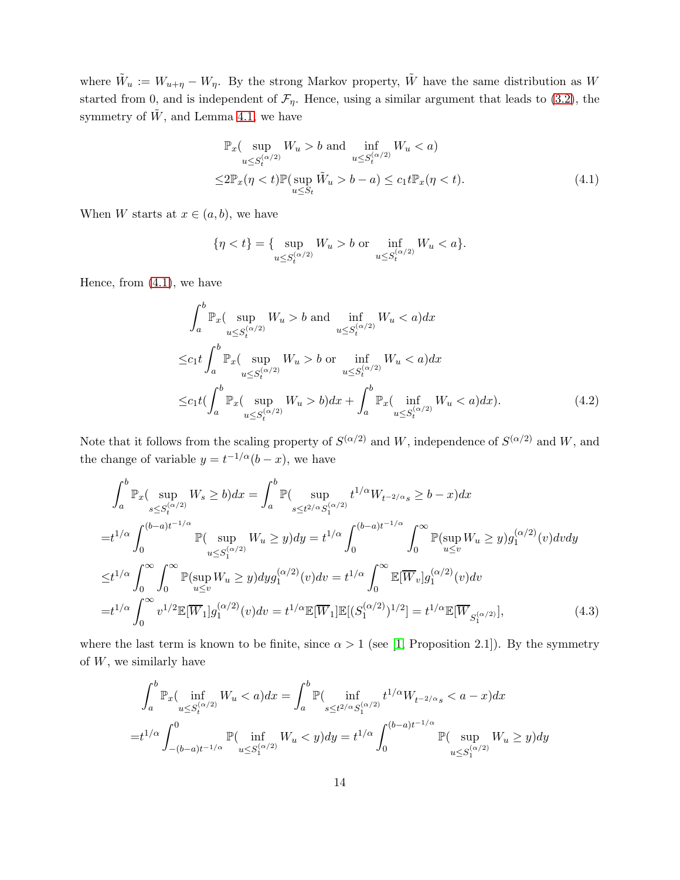where $\tilde{W}_u := W_{u+\eta} - W_\eta$. By the strong Markov property, $\tilde{W}$ have the same distribution as $W$ started from 0, and is independent of $\mathcal{F}_\eta$. Hence, using a similar argument that leads to (3.2), the symmetry of $\tilde{W}$, and Lemma 4.1, we have

$$
\begin{aligned}
&\mathbb{P}_x(\sup_{u \le S_t^{(\alpha/2)}} W_u > b \text{ and } \inf_{u \le S_t^{(\alpha/2)}} W_u < a) \\
\le& 2\mathbb{P}_x(\eta < t)\mathbb{P}(\sup_{u \le S_t} \tilde{W}_u > b - a) \le c_1 t \mathbb{P}_x(\eta < t). \qquad (4.1)
\end{aligned}
$$

When $W$ starts at $x \in (a, b)$, we have

$$
\{\eta < t\} = \{\sup_{u \le S_t^{(\alpha/2)}} W_u > b \text{ or } \inf_{u \le S_t^{(\alpha/2)}} W_u < a\}.
$$

Hence, from (4.1), we have

$$
\begin{aligned}
&\int_a^b \mathbb{P}_x(\sup_{u \le S_t^{(\alpha/2)}} W_u > b \text{ and } \inf_{u \le S_t^{(\alpha/2)}} W_u < a)dx \\
\le& c_1 t \int_a^b \mathbb{P}_x(\sup_{u \le S_t^{(\alpha/2)}} W_u > b \text{ or } \inf_{u \le S_t^{(\alpha/2)}} W_u < a)dx \\
\le& c_1 t (\int_a^b \mathbb{P}_x(\sup_{u \le S_t^{(\alpha/2)}} W_u > b)dx + \int_a^b \mathbb{P}_x(\inf_{u \le S_t^{(\alpha/2)}} W_u < a)dx). \qquad (4.2)
\end{aligned}
$$

Note that it follows from the scaling property of $S^{(\alpha/2)}$ and $W$, independence of $S^{(\alpha/2)}$ and $W$, and the change of variable $y = t^{-1/\alpha}(b - x)$, we have

$$
\begin{aligned}
&\int_a^b \mathbb{P}_x(\sup_{s \le S_t^{(\alpha/2)}} W_s \ge b)dx = \int_a^b \mathbb{P}(\sup_{s \le t^{2/\alpha} S_1^{(\alpha/2)}} t^{1/\alpha} W_{t^{-2/\alpha} s} \ge b - x)dx \\
=& t^{1/\alpha} \int_0^{(b-a)t^{-1/\alpha}} \mathbb{P}(\sup_{u \le S_1^{(\alpha/2)}} W_u \ge y)dy = t^{1/\alpha} \int_0^{(b-a)t^{-1/\alpha}} \int_0^\infty \mathbb{P}(\sup_{u \le v} W_u \ge y) g_1^{(\alpha/2)}(v)dvdy \\
\le& t^{1/\alpha} \int_0^\infty \int_0^\infty \mathbb{P}(\sup_{u \le v} W_u \ge y)dy g_1^{(\alpha/2)}(v)dv = t^{1/\alpha} \int_0^\infty \mathbb{E}[\overline{W}_v] g_1^{(\alpha/2)}(v)dv \\
=& t^{1/\alpha} \int_0^\infty v^{1/2} \mathbb{E}[\overline{W}_1] g_1^{(\alpha/2)}(v)dv = t^{1/\alpha} \mathbb{E}[\overline{W}_1] \mathbb{E}[(S_1^{(\alpha/2)})^{1/2}] = t^{1/\alpha} \mathbb{E}[\overline{W}_{S_1^{(\alpha/2)}}], \qquad (4.3)
\end{aligned}
$$

where the last term is known to be finite, since $\alpha > 1$ (see [1, Proposition 2.1]). By the symmetry of $W$, we similarly have

$$
\begin{aligned}
&\int_a^b \mathbb{P}_x(\inf_{u \le S_t^{(\alpha/2)}} W_u < a)dx = \int_a^b \mathbb{P}(\inf_{s \le t^{2/\alpha} S_1^{(\alpha/2)}} t^{1/\alpha} W_{t^{-2/\alpha} s} < a - x)dx \\
=& t^{1/\alpha} \int_{-(b-a)t^{-1/\alpha}}^0 \mathbb{P}(\inf_{u \le S_1^{(\alpha/2)}} W_u < y)dy = t^{1/\alpha} \int_0^{(b-a)t^{-1/\alpha}} \mathbb{P}(\sup_{u \le S_1^{(\alpha/2)}} W_u \ge y)dy
\end{aligned}
$$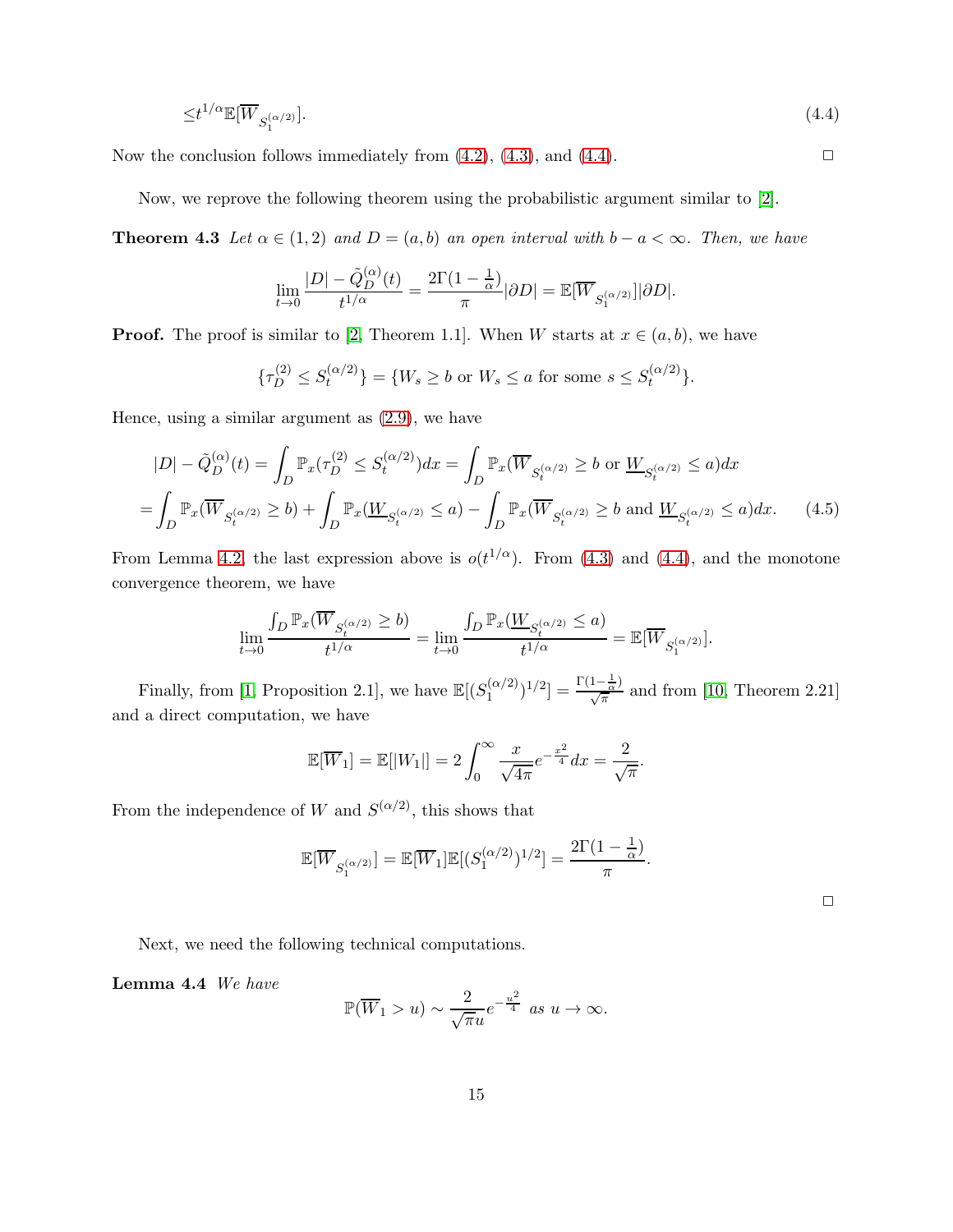$$\le t^{1/\alpha}\mathbb{E}[\overline{W}_{S_1^{(\alpha/2)}}]. \tag{4.4}$$

Now the conclusion follows immediately from (4.2), (4.3), and (4.4). □

Now, we reprove the following theorem using the probabilistic argument similar to [2].

**Theorem 4.3** *Let $\alpha \in (1,2)$ and $D = (a,b)$ an open interval with $b - a < \infty$. Then, we have*

$$\lim_{t\to 0}\frac{|D| - \tilde{Q}_D^{(\alpha)}(t)}{t^{1/\alpha}} = \frac{2\Gamma(1-\frac{1}{\alpha})}{\pi}|\partial D| = \mathbb{E}[\overline{W}_{S_1^{(\alpha/2)}}]|\partial D|.$$

**Proof.** The proof is similar to [2, Theorem 1.1]. When $W$ starts at $x \in (a,b)$, we have

$$\{\tau_D^{(2)} \le S_t^{(\alpha/2)}\} = \{W_s \ge b \text{ or } W_s \le a \text{ for some } s \le S_t^{(\alpha/2)}\}.$$

Hence, using a similar argument as (2.9), we have

$$\begin{aligned}
|D| - \tilde{Q}_D^{(\alpha)}(t) &= \int_D \mathbb{P}_x(\tau_D^{(2)} \le S_t^{(\alpha/2)})dx = \int_D \mathbb{P}_x(\overline{W}_{S_t^{(\alpha/2)}} \ge b \text{ or } \underline{W}_{S_t^{(\alpha/2)}} \le a)dx \\
&= \int_D \mathbb{P}_x(\overline{W}_{S_t^{(\alpha/2)}} \ge b) + \int_D \mathbb{P}_x(\underline{W}_{S_t^{(\alpha/2)}} \le a) - \int_D \mathbb{P}_x(\overline{W}_{S_t^{(\alpha/2)}} \ge b \text{ and } \underline{W}_{S_t^{(\alpha/2)}} \le a)dx. \qquad (4.5)
\end{aligned}$$

From Lemma 4.2, the last expression above is $o(t^{1/\alpha})$. From (4.3) and (4.4), and the monotone convergence theorem, we have

$$\lim_{t\to 0}\frac{\int_D \mathbb{P}_x(\overline{W}_{S_t^{(\alpha/2)}} \ge b)}{t^{1/\alpha}} = \lim_{t\to 0}\frac{\int_D \mathbb{P}_x(\underline{W}_{S_t^{(\alpha/2)}} \le a)}{t^{1/\alpha}} = \mathbb{E}[\overline{W}_{S_1^{(\alpha/2)}}].$$

Finally, from [1, Proposition 2.1], we have $\mathbb{E}[(S_1^{(\alpha/2)})^{1/2}] = \frac{\Gamma(1-\frac{1}{\alpha})}{\sqrt{\pi}}$ and from [10, Theorem 2.21] and a direct computation, we have

$$\mathbb{E}[\overline{W}_1] = \mathbb{E}[|W_1|] = 2\int_0^\infty \frac{x}{\sqrt{4\pi}}e^{-\frac{x^2}{4}}dx = \frac{2}{\sqrt{\pi}}.$$

From the independence of $W$ and $S^{(\alpha/2)}$, this shows that

$$\mathbb{E}[\overline{W}_{S_1^{(\alpha/2)}}] = \mathbb{E}[\overline{W}_1]\mathbb{E}[(S_1^{(\alpha/2)})^{1/2}] = \frac{2\Gamma(1-\frac{1}{\alpha})}{\pi}.$$

□

Next, we need the following technical computations.

**Lemma 4.4** *We have*

$$\mathbb{P}(\overline{W}_1 > u) \sim \frac{2}{\sqrt{\pi}u}e^{-\frac{u^2}{4}} \text{ as } u \to \infty.$$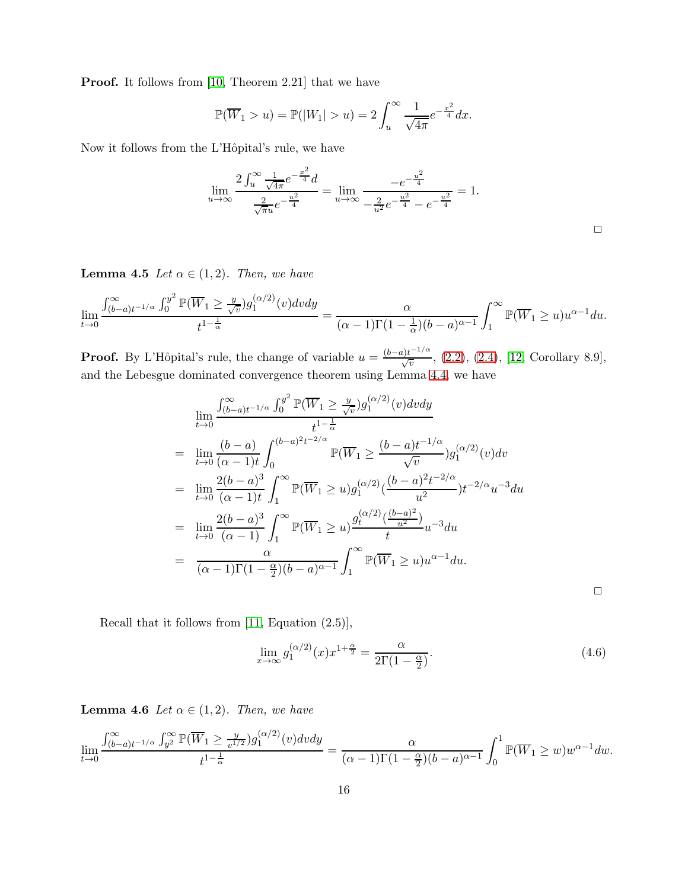**Proof.** It follows from [10, Theorem 2.21] that we have

$$\mathbb{P}(\overline{W}_1 > u) = \mathbb{P}(|W_1| > u) = 2\int_u^\infty \frac{1}{\sqrt{4\pi}} e^{-\frac{x^2}{4}} dx.$$

Now it follows from the L'Hôpital's rule, we have

$$\lim_{u\to\infty} \frac{2\int_u^\infty \frac{1}{\sqrt{4\pi}} e^{-\frac{x^2}{4}} d}{\frac{2}{\sqrt{\pi}u} e^{-\frac{u^2}{4}}} = \lim_{u\to\infty} \frac{-e^{-\frac{u^2}{4}}}{-\frac{2}{u^2} e^{-\frac{u^2}{4}} - e^{-\frac{u^2}{4}}} = 1.$$

□

**Lemma 4.5** *Let $\alpha \in (1, 2)$. Then, we have*

$$\lim_{t\to 0} \frac{\int_{(b-a)t^{-1/\alpha}}^\infty \int_0^{y^2} \mathbb{P}(\overline{W}_1 \geq \frac{y}{\sqrt{v}}) g_1^{(\alpha/2)}(v) dv dy}{t^{1-\frac{1}{\alpha}}} = \frac{\alpha}{(\alpha-1)\Gamma(1-\frac{1}{\alpha})(b-a)^{\alpha-1}} \int_1^\infty \mathbb{P}(\overline{W}_1 \geq u) u^{\alpha-1} du.$$

**Proof.** By L'Hôpital's rule, the change of variable $u = \frac{(b-a)t^{-1/\alpha}}{\sqrt{v}}$, (2.2), (2.4), [12, Corollary 8.9], and the Lebesgue dominated convergence theorem using Lemma 4.4, we have

$$\begin{aligned}
& \lim_{t\to 0} \frac{\int_{(b-a)t^{-1/\alpha}}^\infty \int_0^{y^2} \mathbb{P}(\overline{W}_1 \geq \frac{y}{\sqrt{v}}) g_1^{(\alpha/2)}(v) dv dy}{t^{1-\frac{1}{\alpha}}} \\
= & \lim_{t\to 0} \frac{(b-a)}{(\alpha-1)t} \int_0^{(b-a)^2 t^{-2/\alpha}} \mathbb{P}(\overline{W}_1 \geq \frac{(b-a)t^{-1/\alpha}}{\sqrt{v}}) g_1^{(\alpha/2)}(v) dv \\
= & \lim_{t\to 0} \frac{2(b-a)^3}{(\alpha-1)t} \int_1^\infty \mathbb{P}(\overline{W}_1 \geq u) g_1^{(\alpha/2)}(\frac{(b-a)^2 t^{-2/\alpha}}{u^2}) t^{-2/\alpha} u^{-3} du \\
= & \lim_{t\to 0} \frac{2(b-a)^3}{(\alpha-1)} \int_1^\infty \mathbb{P}(\overline{W}_1 \geq u) \frac{g_t^{(\alpha/2)}(\frac{(b-a)^2}{u^2})}{t} u^{-3} du \\
= & \frac{\alpha}{(\alpha-1)\Gamma(1-\frac{\alpha}{2})(b-a)^{\alpha-1}} \int_1^\infty \mathbb{P}(\overline{W}_1 \geq u) u^{\alpha-1} du.
\end{aligned}$$

□

Recall that it follows from [11, Equation (2.5)],

$$\lim_{x\to\infty} g_1^{(\alpha/2)}(x) x^{1+\frac{\alpha}{2}} = \frac{\alpha}{2\Gamma(1-\frac{\alpha}{2})}. \tag{4.6}$$

**Lemma 4.6** *Let $\alpha \in (1, 2)$. Then, we have*

$$\lim_{t\to 0} \frac{\int_{(b-a)t^{-1/\alpha}}^\infty \int_{y^2}^\infty \mathbb{P}(\overline{W}_1 \geq \frac{y}{v^{1/2}}) g_1^{(\alpha/2)}(v) dv dy}{t^{1-\frac{1}{\alpha}}} = \frac{\alpha}{(\alpha-1)\Gamma(1-\frac{\alpha}{2})(b-a)^{\alpha-1}} \int_0^1 \mathbb{P}(\overline{W}_1 \geq w) w^{\alpha-1} dw.$$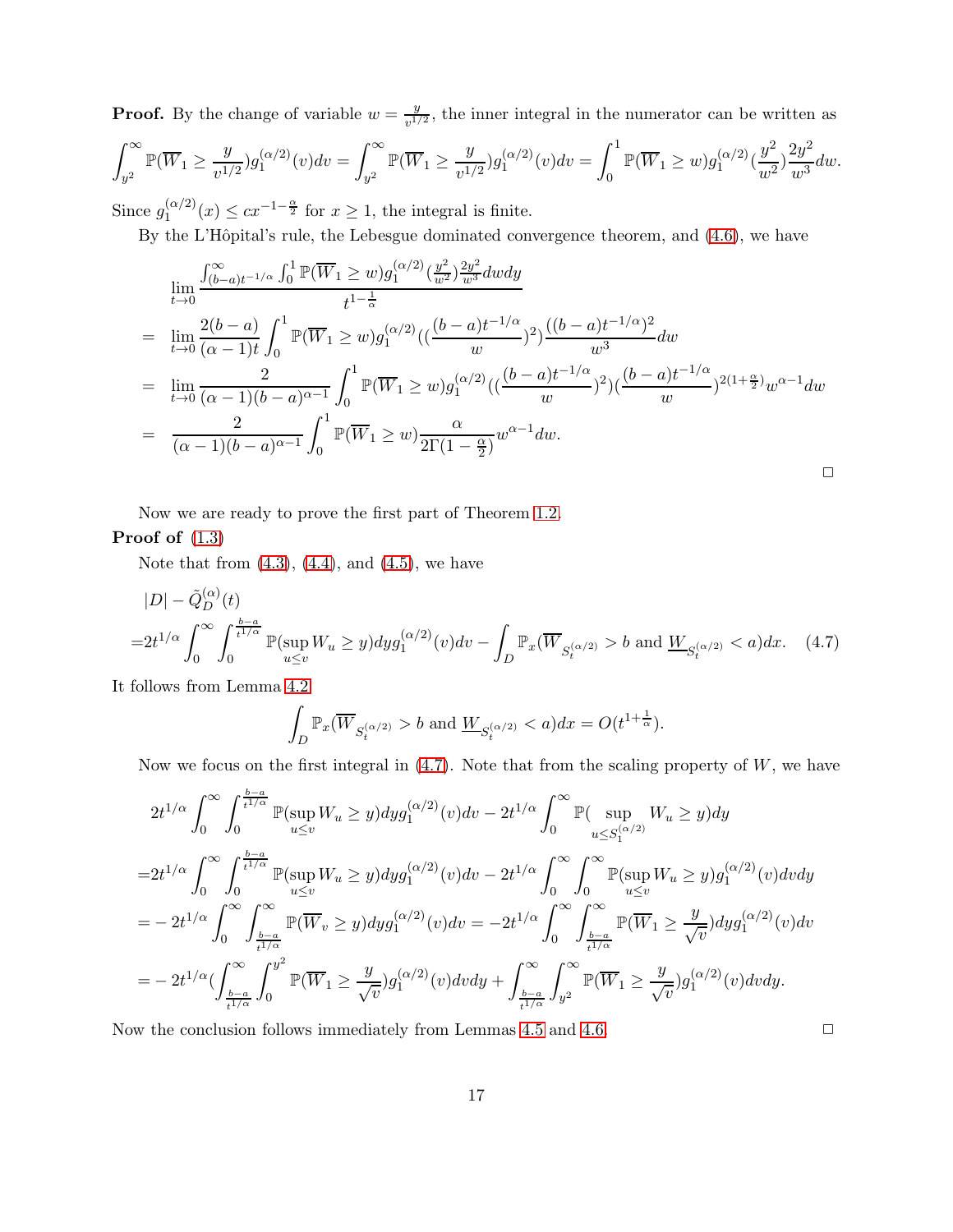**Proof.** By the change of variable $w = \frac{y}{v^{1/2}}$, the inner integral in the numerator can be written as

$$\int_{y^2}^{\infty} \mathbb{P}(\overline{W}_1 \geq \frac{y}{v^{1/2}}) g_1^{(\alpha/2)}(v) dv = \int_{y^2}^{\infty} \mathbb{P}(\overline{W}_1 \geq \frac{y}{v^{1/2}}) g_1^{(\alpha/2)}(v) dv = \int_0^1 \mathbb{P}(\overline{W}_1 \geq w) g_1^{(\alpha/2)}(\frac{y^2}{w^2}) \frac{2y^2}{w^3} dw.$$

Since $g_1^{(\alpha/2)}(x) \leq c x^{-1-\frac{\alpha}{2}}$ for $x \geq 1$, the integral is finite.

By the L'Hôpital's rule, the Lebesgue dominated convergence theorem, and (4.6), we have

$$\begin{aligned}
& \lim_{t\to 0} \frac{\int_{(b-a)t^{-1/\alpha}}^{\infty} \int_0^1 \mathbb{P}(\overline{W}_1 \geq w) g_1^{(\alpha/2)}(\frac{y^2}{w^2}) \frac{2y^2}{w^3} dw dy}{t^{1-\frac{1}{\alpha}}} \\
= & \lim_{t\to 0} \frac{2(b-a)}{(\alpha-1)t} \int_0^1 \mathbb{P}(\overline{W}_1 \geq w) g_1^{(\alpha/2)}((\frac{(b-a)t^{-1/\alpha}}{w})^2) \frac{((b-a)t^{-1/\alpha})^2}{w^3} dw \\
= & \lim_{t\to 0} \frac{2}{(\alpha-1)(b-a)^{\alpha-1}} \int_0^1 \mathbb{P}(\overline{W}_1 \geq w) g_1^{(\alpha/2)}((\frac{(b-a)t^{-1/\alpha}}{w})^2) (\frac{(b-a)t^{-1/\alpha}}{w})^{2(1+\frac{\alpha}{2})} w^{\alpha-1} dw \\
= & \frac{2}{(\alpha-1)(b-a)^{\alpha-1}} \int_0^1 \mathbb{P}(\overline{W}_1 \geq w) \frac{\alpha}{2\Gamma(1-\frac{\alpha}{2})} w^{\alpha-1} dw.
\end{aligned}$$

□

Now we are ready to prove the first part of Theorem 1.2.

**Proof of** (1.3)

Note that from (4.3), (4.4), and (4.5), we have

$$\begin{aligned}
& |D| - \tilde{Q}_D^{(\alpha)}(t) \\
=& 2t^{1/\alpha} \int_0^{\infty} \int_0^{\frac{b-a}{t^{1/\alpha}}} \mathbb{P}(\sup_{u\leq v} W_u \geq y) dy g_1^{(\alpha/2)}(v) dv - \int_D \mathbb{P}_x(\overline{W}_{S_t^{(\alpha/2)}} > b \text{ and } \underline{W}_{S_t^{(\alpha/2)}} < a) dx. \quad (4.7)
\end{aligned}$$

It follows from Lemma 4.2

$$\int_D \mathbb{P}_x(\overline{W}_{S_t^{(\alpha/2)}} > b \text{ and } \underline{W}_{S_t^{(\alpha/2)}} < a) dx = O(t^{1+\frac{1}{\alpha}}).$$

Now we focus on the first integral in (4.7). Note that from the scaling property of $W$, we have

$$\begin{aligned}
& 2t^{1/\alpha} \int_0^{\infty} \int_0^{\frac{b-a}{t^{1/\alpha}}} \mathbb{P}(\sup_{u\leq v} W_u \geq y) dy g_1^{(\alpha/2)}(v) dv - 2t^{1/\alpha} \int_0^{\infty} \mathbb{P}(\sup_{u\leq S_1^{(\alpha/2)}} W_u \geq y) dy \\
=& 2t^{1/\alpha} \int_0^{\infty} \int_0^{\frac{b-a}{t^{1/\alpha}}} \mathbb{P}(\sup_{u\leq v} W_u \geq y) dy g_1^{(\alpha/2)}(v) dv - 2t^{1/\alpha} \int_0^{\infty} \int_0^{\infty} \mathbb{P}(\sup_{u\leq v} W_u \geq y) g_1^{(\alpha/2)}(v) dv dy \\
=& -2t^{1/\alpha} \int_0^{\infty} \int_{\frac{b-a}{t^{1/\alpha}}}^{\infty} \mathbb{P}(\overline{W}_v \geq y) dy g_1^{(\alpha/2)}(v) dv = -2t^{1/\alpha} \int_0^{\infty} \int_{\frac{b-a}{t^{1/\alpha}}}^{\infty} \mathbb{P}(\overline{W}_1 \geq \frac{y}{\sqrt{v}}) dy g_1^{(\alpha/2)}(v) dv \\
=& -2t^{1/\alpha} (\int_{\frac{b-a}{t^{1/\alpha}}}^{\infty} \int_0^{y^2} \mathbb{P}(\overline{W}_1 \geq \frac{y}{\sqrt{v}}) g_1^{(\alpha/2)}(v) dv dy + \int_{\frac{b-a}{t^{1/\alpha}}}^{\infty} \int_{y^2}^{\infty} \mathbb{P}(\overline{W}_1 \geq \frac{y}{\sqrt{v}}) g_1^{(\alpha/2)}(v) dv dy.
\end{aligned}$$

Now the conclusion follows immediately from Lemmas 4.5 and 4.6. □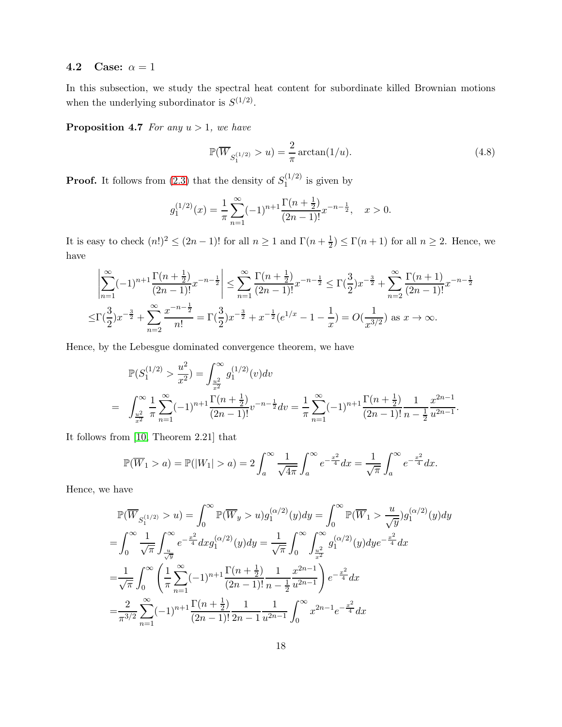### 4.2 Case: $\alpha = 1$

In this subsection, we study the spectral heat content for subordinate killed Brownian motions when the underlying subordinator is $S^{(1/2)}$.

**Proposition 4.7** *For any $u > 1$, we have*

$$\mathbb{P}(\overline{W}_{S_1^{(1/2)}} > u) = \frac{2}{\pi}\arctan(1/u). \tag{4.8}$$

**Proof.** It follows from (2.3) that the density of $S_1^{(1/2)}$ is given by

$$g_1^{(1/2)}(x) = \frac{1}{\pi}\sum_{n=1}^{\infty}(-1)^{n+1}\frac{\Gamma(n+\frac{1}{2})}{(2n-1)!}x^{-n-\frac{1}{2}}, \quad x > 0.$$

It is easy to check $(n!)^2 \leq (2n-1)!$ for all $n \geq 1$ and $\Gamma(n+\frac{1}{2}) \leq \Gamma(n+1)$ for all $n \geq 2$. Hence, we have

$$\left|\sum_{n=1}^{\infty}(-1)^{n+1}\frac{\Gamma(n+\frac{1}{2})}{(2n-1)!}x^{-n-\frac{1}{2}}\right| \leq \sum_{n=1}^{\infty}\frac{\Gamma(n+\frac{1}{2})}{(2n-1)!}x^{-n-\frac{1}{2}} \leq \Gamma(\frac{3}{2})x^{-\frac{3}{2}} + \sum_{n=2}^{\infty}\frac{\Gamma(n+1)}{(2n-1)!}x^{-n-\frac{1}{2}}$$
$$\leq \Gamma(\frac{3}{2})x^{-\frac{3}{2}} + \sum_{n=2}^{\infty}\frac{x^{-n-\frac{1}{2}}}{n!} = \Gamma(\frac{3}{2})x^{-\frac{3}{2}} + x^{-\frac{1}{2}}(e^{1/x} - 1 - \frac{1}{x}) = O(\frac{1}{x^{3/2}}) \text{ as } x \to \infty.$$

Hence, by the Lebesgue dominated convergence theorem, we have

$$\begin{aligned}
&\mathbb{P}(S_1^{(1/2)} > \frac{u^2}{x^2}) = \int_{\frac{u^2}{x^2}}^{\infty} g_1^{(1/2)}(v)dv \\
= \ &\int_{\frac{u^2}{x^2}}^{\infty}\frac{1}{\pi}\sum_{n=1}^{\infty}(-1)^{n+1}\frac{\Gamma(n+\frac{1}{2})}{(2n-1)!}v^{-n-\frac{1}{2}}dv = \frac{1}{\pi}\sum_{n=1}^{\infty}(-1)^{n+1}\frac{\Gamma(n+\frac{1}{2})}{(2n-1)!}\frac{1}{n-\frac{1}{2}}\frac{x^{2n-1}}{u^{2n-1}}.
\end{aligned}$$

It follows from [10, Theorem 2.21] that

$$\mathbb{P}(\overline{W}_1 > a) = \mathbb{P}(|W_1| > a) = 2\int_a^{\infty}\frac{1}{\sqrt{4\pi}}\int_a^{\infty}e^{-\frac{x^2}{4}}dx = \frac{1}{\sqrt{\pi}}\int_a^{\infty}e^{-\frac{x^2}{4}}dx.$$

Hence, we have

$$\begin{aligned}
&\mathbb{P}(\overline{W}_{S_1^{(1/2)}} > u) = \int_0^{\infty}\mathbb{P}(\overline{W}_y > u)g_1^{(\alpha/2)}(y)dy = \int_0^{\infty}\mathbb{P}(\overline{W}_1 > \frac{u}{\sqrt{y}})g_1^{(\alpha/2)}(y)dy \\
=&\int_0^{\infty}\frac{1}{\sqrt{\pi}}\int_{\frac{u}{\sqrt{y}}}^{\infty}e^{-\frac{x^2}{4}}dx\, g_1^{(\alpha/2)}(y)dy = \frac{1}{\sqrt{\pi}}\int_0^{\infty}\int_{\frac{u^2}{x^2}}^{\infty}g_1^{(\alpha/2)}(y)dy\, e^{-\frac{x^2}{4}}dx \\
=&\frac{1}{\sqrt{\pi}}\int_0^{\infty}\left(\frac{1}{\pi}\sum_{n=1}^{\infty}(-1)^{n+1}\frac{\Gamma(n+\frac{1}{2})}{(2n-1)!}\frac{1}{n-\frac{1}{2}}\frac{x^{2n-1}}{u^{2n-1}}\right)e^{-\frac{x^2}{4}}dx \\
=&\frac{2}{\pi^{3/2}}\sum_{n=1}^{\infty}(-1)^{n+1}\frac{\Gamma(n+\frac{1}{2})}{(2n-1)!}\frac{1}{2n-1}\frac{1}{u^{2n-1}}\int_0^{\infty}x^{2n-1}e^{-\frac{x^2}{4}}dx
\end{aligned}$$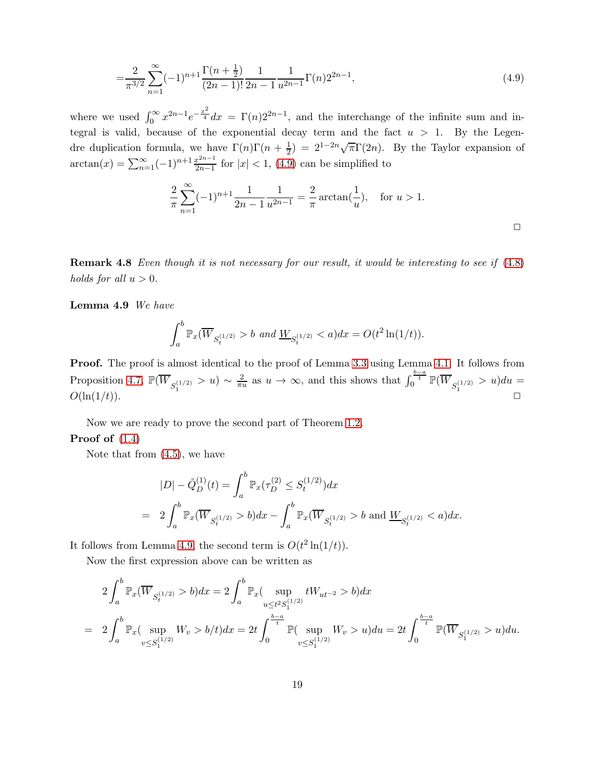$$=\frac{2}{\pi^{3/2}}\sum_{n=1}^{\infty}(-1)^{n+1}\frac{\Gamma(n+\frac{1}{2})}{(2n-1)!}\frac{1}{2n-1}\frac{1}{u^{2n-1}}\Gamma(n)2^{2n-1}, \tag{4.9}$$

where we used $\int_0^\infty x^{2n-1}e^{-\frac{x^2}{4}}dx = \Gamma(n)2^{2n-1}$, and the interchange of the infinite sum and integral is valid, because of the exponential decay term and the fact $u > 1$. By the Legendre duplication formula, we have $\Gamma(n)\Gamma(n+\frac{1}{2}) = 2^{1-2n}\sqrt{\pi}\Gamma(2n)$. By the Taylor expansion of $\arctan(x) = \sum_{n=1}^{\infty}(-1)^{n+1}\frac{x^{2n-1}}{2n-1}$ for $|x| < 1$, (4.9) can be simplified to

$$\frac{2}{\pi}\sum_{n=1}^{\infty}(-1)^{n+1}\frac{1}{2n-1}\frac{1}{u^{2n-1}} = \frac{2}{\pi}\arctan(\frac{1}{u}), \quad \text{for } u > 1.$$

□

**Remark 4.8** *Even though it is not necessary for our result, it would be interesting to see if (4.8) holds for all $u > 0$.*

**Lemma 4.9** *We have*

$$\int_a^b \mathbb{P}_x(\overline{W}_{S_t^{(1/2)}} > b \text{ and } \underline{W}_{S_t^{(1/2)}} < a)dx = O(t^2\ln(1/t)).$$

**Proof.** The proof is almost identical to the proof of Lemma 3.3 using Lemma 4.1. It follows from Proposition 4.7, $\mathbb{P}(\overline{W}_{S_1^{(1/2)}} > u) \sim \frac{2}{\pi u}$ as $u \to \infty$, and this shows that $\int_0^{\frac{b-a}{t}} \mathbb{P}(\overline{W}_{S_1^{(1/2)}} > u)du = O(\ln(1/t))$. □

Now we are ready to prove the second part of Theorem 1.2.

**Proof of (1.4)**

Note that from (4.5), we have

$$\begin{aligned}
|D| - \tilde{Q}_D^{(1)}(t) &= \int_a^b \mathbb{P}_x(\tau_D^{(2)} \le S_t^{(1/2)})dx \\
&= 2\int_a^b \mathbb{P}_x(\overline{W}_{S_t^{(1/2)}} > b)dx - \int_a^b \mathbb{P}_x(\overline{W}_{S_t^{(1/2)}} > b \text{ and } \underline{W}_{S_t^{(1/2)}} < a)dx.
\end{aligned}$$

It follows from Lemma 4.9, the second term is $O(t^2\ln(1/t))$.

Now the first expression above can be written as

$$\begin{aligned}
&2\int_a^b \mathbb{P}_x(\overline{W}_{S_t^{(1/2)}} > b)dx = 2\int_a^b \mathbb{P}_x(\sup_{u \le t^2 S_1^{(1/2)}} tW_{ut^{-2}} > b)dx \\
&= 2\int_a^b \mathbb{P}_x(\sup_{v \le S_1^{(1/2)}} W_v > b/t)dx = 2t\int_0^{\frac{b-a}{t}} \mathbb{P}(\sup_{v \le S_1^{(1/2)}} W_v > u)du = 2t\int_0^{\frac{b-a}{t}} \mathbb{P}(\overline{W}_{S_1^{(1/2)}} > u)du.
\end{aligned}$$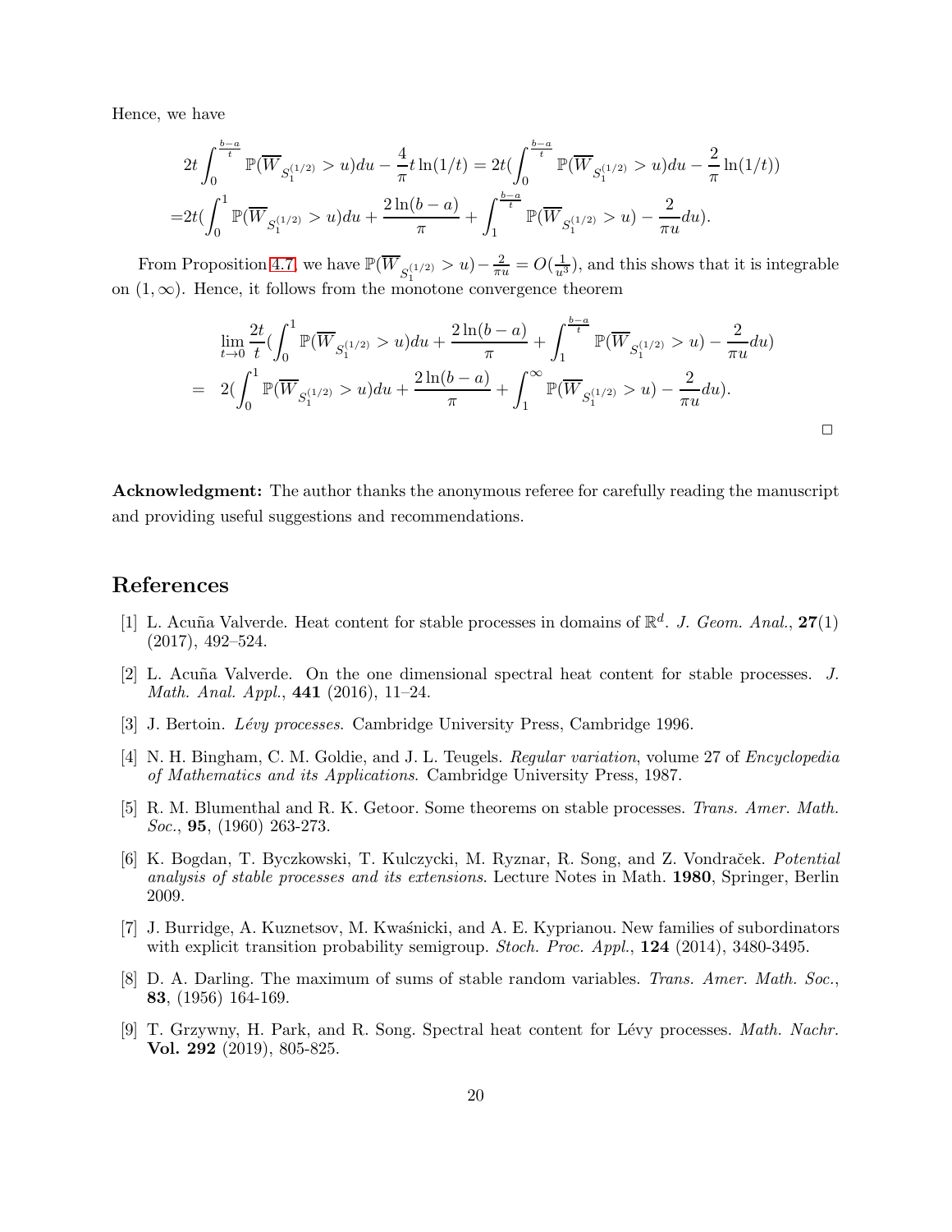Hence, we have

$$
\begin{aligned}
&2t\int_0^{\frac{b-a}{t}} \mathbb{P}(\overline{W}_{S_1^{(1/2)}} > u)du - \frac{4}{\pi}t\ln(1/t) = 2t(\int_0^{\frac{b-a}{t}} \mathbb{P}(\overline{W}_{S_1^{(1/2)}} > u)du - \frac{2}{\pi}\ln(1/t))\\
=&2t(\int_0^1 \mathbb{P}(\overline{W}_{S_1^{(1/2)}} > u)du + \frac{2\ln(b-a)}{\pi} + \int_1^{\frac{b-a}{t}} \mathbb{P}(\overline{W}_{S_1^{(1/2)}} > u) - \frac{2}{\pi u}du).
\end{aligned}
$$

From Proposition 4.7, we have $\mathbb{P}(\overline{W}_{S_1^{(1/2)}} > u) - \frac{2}{\pi u} = O(\frac{1}{u^3})$, and this shows that it is integrable on $(1,\infty)$. Hence, it follows from the monotone convergence theorem

$$
\begin{aligned}
&\lim_{t\to 0}\frac{2t}{t}(\int_0^1 \mathbb{P}(\overline{W}_{S_1^{(1/2)}} > u)du + \frac{2\ln(b-a)}{\pi} + \int_1^{\frac{b-a}{t}} \mathbb{P}(\overline{W}_{S_1^{(1/2)}} > u) - \frac{2}{\pi u}du)\\
=&\; 2(\int_0^1 \mathbb{P}(\overline{W}_{S_1^{(1/2)}} > u)du + \frac{2\ln(b-a)}{\pi} + \int_1^{\infty} \mathbb{P}(\overline{W}_{S_1^{(1/2)}} > u) - \frac{2}{\pi u}du).
\end{aligned}
$$

□

**Acknowledgment:** The author thanks the anonymous referee for carefully reading the manuscript and providing useful suggestions and recommendations.

# References

[1] L. Acuña Valverde. Heat content for stable processes in domains of $\mathbb{R}^d$. *J. Geom. Anal.*, **27**(1) (2017), 492–524.

[2] L. Acuña Valverde. On the one dimensional spectral heat content for stable processes. *J. Math. Anal. Appl.*, **441** (2016), 11–24.

[3] J. Bertoin. *Lévy processes*. Cambridge University Press, Cambridge 1996.

[4] N. H. Bingham, C. M. Goldie, and J. L. Teugels. *Regular variation*, volume 27 of *Encyclopedia of Mathematics and its Applications*. Cambridge University Press, 1987.

[5] R. M. Blumenthal and R. K. Getoor. Some theorems on stable processes. *Trans. Amer. Math. Soc.*, **95**, (1960) 263-273.

[6] K. Bogdan, T. Byczkowski, T. Kulczycki, M. Ryznar, R. Song, and Z. Vondraček. *Potential analysis of stable processes and its extensions*. Lecture Notes in Math. **1980**, Springer, Berlin 2009.

[7] J. Burridge, A. Kuznetsov, M. Kwaśnicki, and A. E. Kyprianou. New families of subordinators with explicit transition probability semigroup. *Stoch. Proc. Appl.*, **124** (2014), 3480-3495.

[8] D. A. Darling. The maximum of sums of stable random variables. *Trans. Amer. Math. Soc.*, **83**, (1956) 164-169.

[9] T. Grzywny, H. Park, and R. Song. Spectral heat content for Lévy processes. *Math. Nachr.* **Vol. 292** (2019), 805-825.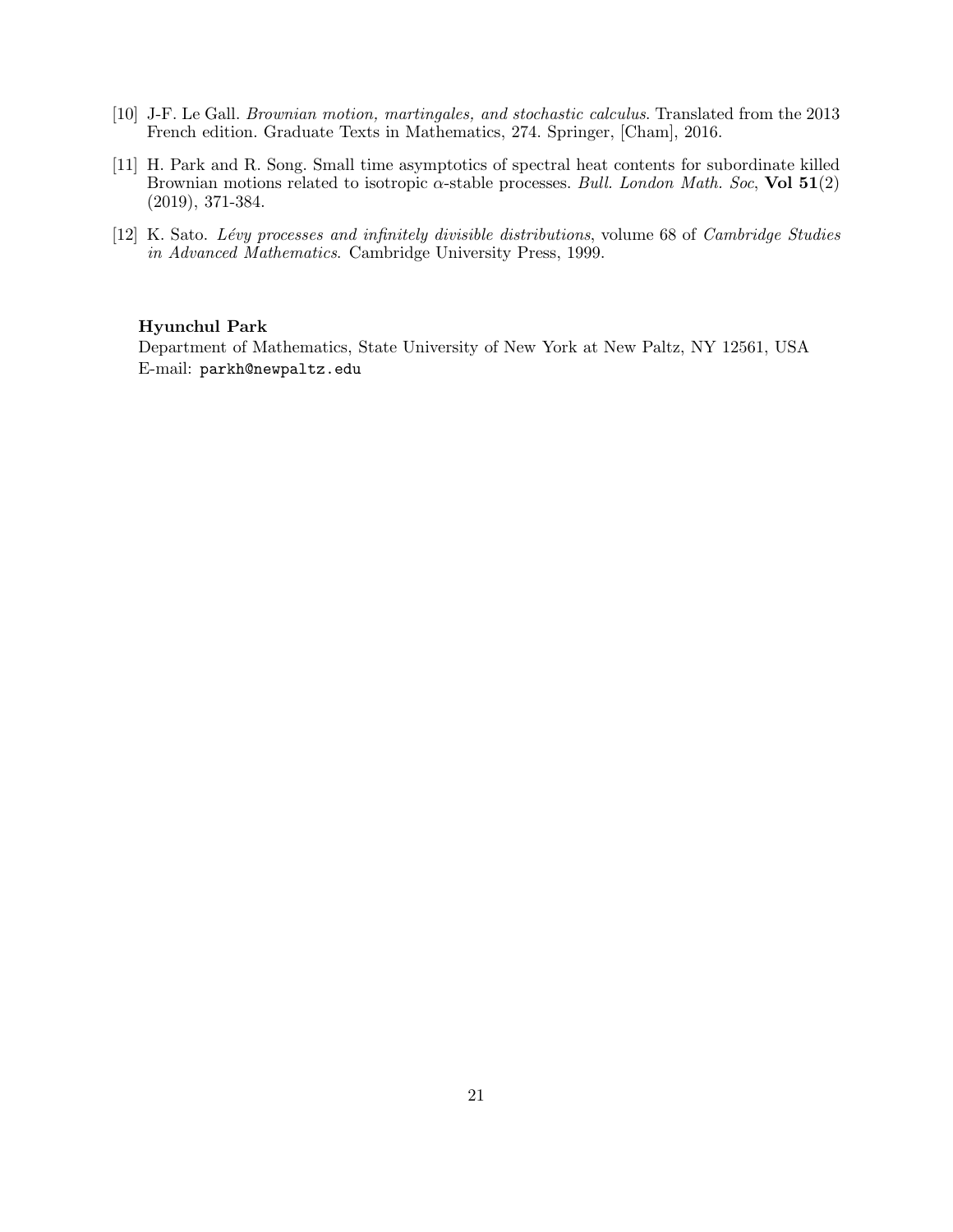[10] J-F. Le Gall. *Brownian motion, martingales, and stochastic calculus*. Translated from the 2013 French edition. Graduate Texts in Mathematics, 274. Springer, [Cham], 2016.

[11] H. Park and R. Song. Small time asymptotics of spectral heat contents for subordinate killed Brownian motions related to isotropic $\alpha$-stable processes. *Bull. London Math. Soc*, **Vol 51**(2) (2019), 371-384.

[12] K. Sato. *Lévy processes and infinitely divisible distributions*, volume 68 of *Cambridge Studies in Advanced Mathematics*. Cambridge University Press, 1999.

**Hyunchul Park**
Department of Mathematics, State University of New York at New Paltz, NY 12561, USA
E-mail: parkh@newpaltz.edu